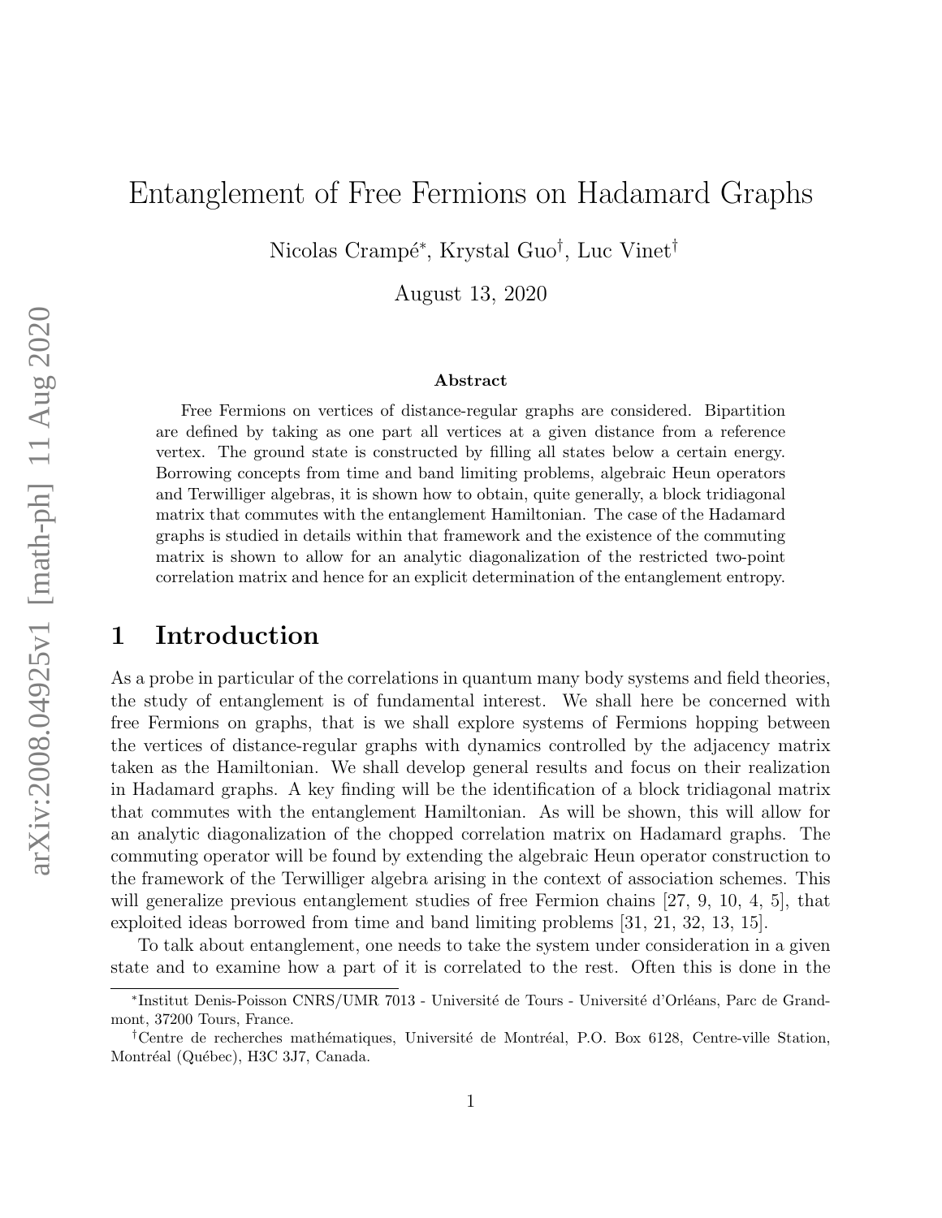# Entanglement of Free Fermions on Hadamard Graphs

Nicolas Crampé*, Krystal Guo†, Luc Vinet†

August 13, 2020

### Abstract

Free Fermions on vertices of distance-regular graphs are considered. Bipartition are defined by taking as one part all vertices at a given distance from a reference vertex. The ground state is constructed by filling all states below a certain energy. Borrowing concepts from time and band limiting problems, algebraic Heun operators and Terwilliger algebras, it is shown how to obtain, quite generally, a block tridiagonal matrix that commutes with the entanglement Hamiltonian. The case of the Hadamard graphs is studied in details within that framework and the existence of the commuting matrix is shown to allow for an analytic diagonalization of the restricted two-point correlation matrix and hence for an explicit determination of the entanglement entropy.

## 1 Introduction

As a probe in particular of the correlations in quantum many body systems and field theories, the study of entanglement is of fundamental interest. We shall here be concerned with free Fermions on graphs, that is we shall explore systems of Fermions hopping between the vertices of distance-regular graphs with dynamics controlled by the adjacency matrix taken as the Hamiltonian. We shall develop general results and focus on their realization in Hadamard graphs. A key finding will be the identification of a block tridiagonal matrix that commutes with the entanglement Hamiltonian. As will be shown, this will allow for an analytic diagonalization of the chopped correlation matrix on Hadamard graphs. The commuting operator will be found by extending the algebraic Heun operator construction to the framework of the Terwilliger algebra arising in the context of association schemes. This will generalize previous entanglement studies of free Fermion chains [27, 9, 10, 4, 5], that exploited ideas borrowed from time and band limiting problems [31, 21, 32, 13, 15].

To talk about entanglement, one needs to take the system under consideration in a given state and to examine how a part of it is correlated to the rest. Often this is done in the

---

*Institut Denis-Poisson CNRS/UMR 7013 - Université de Tours - Université d'Orléans, Parc de Grandmont, 37200 Tours, France.

†Centre de recherches mathématiques, Université de Montréal, P.O. Box 6128, Centre-ville Station, Montréal (Québec), H3C 3J7, Canada.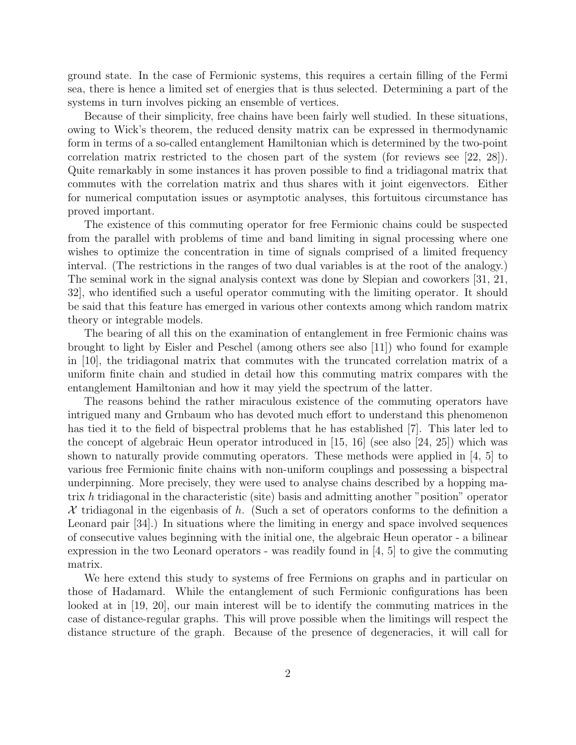ground state. In the case of Fermionic systems, this requires a certain filling of the Fermi sea, there is hence a limited set of energies that is thus selected. Determining a part of the systems in turn involves picking an ensemble of vertices.

Because of their simplicity, free chains have been fairly well studied. In these situations, owing to Wick's theorem, the reduced density matrix can be expressed in thermodynamic form in terms of a so-called entanglement Hamiltonian which is determined by the two-point correlation matrix restricted to the chosen part of the system (for reviews see [22, 28]). Quite remarkably in some instances it has proven possible to find a tridiagonal matrix that commutes with the correlation matrix and thus shares with it joint eigenvectors. Either for numerical computation issues or asymptotic analyses, this fortuitous circumstance has proved important.

The existence of this commuting operator for free Fermionic chains could be suspected from the parallel with problems of time and band limiting in signal processing where one wishes to optimize the concentration in time of signals comprised of a limited frequency interval. (The restrictions in the ranges of two dual variables is at the root of the analogy.) The seminal work in the signal analysis context was done by Slepian and coworkers [31, 21, 32], who identified such a useful operator commuting with the limiting operator. It should be said that this feature has emerged in various other contexts among which random matrix theory or integrable models.

The bearing of all this on the examination of entanglement in free Fermionic chains was brought to light by Eisler and Peschel (among others see also [11]) who found for example in [10], the tridiagonal matrix that commutes with the truncated correlation matrix of a uniform finite chain and studied in detail how this commuting matrix compares with the entanglement Hamiltonian and how it may yield the spectrum of the latter.

The reasons behind the rather miraculous existence of the commuting operators have intrigued many and Grnbaum who has devoted much effort to understand this phenomenon has tied it to the field of bispectral problems that he has established [7]. This later led to the concept of algebraic Heun operator introduced in [15, 16] (see also [24, 25]) which was shown to naturally provide commuting operators. These methods were applied in [4, 5] to various free Fermionic finite chains with non-uniform couplings and possessing a bispectral underpinning. More precisely, they were used to analyse chains described by a hopping matrix $h$ tridiagonal in the characteristic (site) basis and admitting another "position" operator $\mathcal{X}$ tridiagonal in the eigenbasis of $h$. (Such a set of operators conforms to the definition a Leonard pair [34].) In situations where the limiting in energy and space involved sequences of consecutive values beginning with the initial one, the algebraic Heun operator - a bilinear expression in the two Leonard operators - was readily found in [4, 5] to give the commuting matrix.

We here extend this study to systems of free Fermions on graphs and in particular on those of Hadamard. While the entanglement of such Fermionic configurations has been looked at in [19, 20], our main interest will be to identify the commuting matrices in the case of distance-regular graphs. This will prove possible when the limitings will respect the distance structure of the graph. Because of the presence of degeneracies, it will call for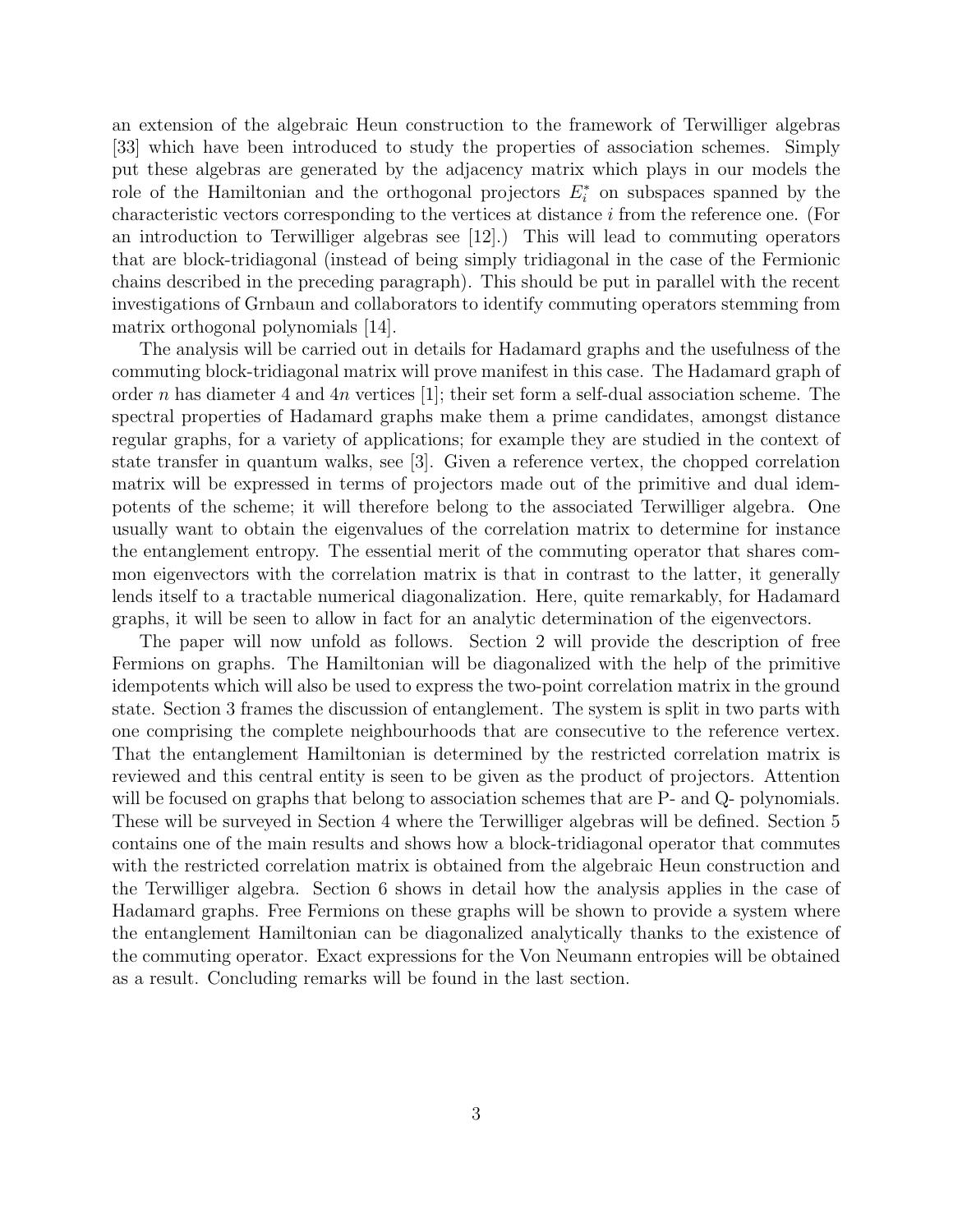an extension of the algebraic Heun construction to the framework of Terwilliger algebras [33] which have been introduced to study the properties of association schemes. Simply put these algebras are generated by the adjacency matrix which plays in our models the role of the Hamiltonian and the orthogonal projectors $E_i^*$ on subspaces spanned by the characteristic vectors corresponding to the vertices at distance $i$ from the reference one. (For an introduction to Terwilliger algebras see [12].) This will lead to commuting operators that are block-tridiagonal (instead of being simply tridiagonal in the case of the Fermionic chains described in the preceding paragraph). This should be put in parallel with the recent investigations of Grnbaun and collaborators to identify commuting operators stemming from matrix orthogonal polynomials [14].

The analysis will be carried out in details for Hadamard graphs and the usefulness of the commuting block-tridiagonal matrix will prove manifest in this case. The Hadamard graph of order $n$ has diameter 4 and $4n$ vertices [1]; their set form a self-dual association scheme. The spectral properties of Hadamard graphs make them a prime candidates, amongst distance regular graphs, for a variety of applications; for example they are studied in the context of state transfer in quantum walks, see [3]. Given a reference vertex, the chopped correlation matrix will be expressed in terms of projectors made out of the primitive and dual idempotents of the scheme; it will therefore belong to the associated Terwilliger algebra. One usually want to obtain the eigenvalues of the correlation matrix to determine for instance the entanglement entropy. The essential merit of the commuting operator that shares common eigenvectors with the correlation matrix is that in contrast to the latter, it generally lends itself to a tractable numerical diagonalization. Here, quite remarkably, for Hadamard graphs, it will be seen to allow in fact for an analytic determination of the eigenvectors.

The paper will now unfold as follows. Section 2 will provide the description of free Fermions on graphs. The Hamiltonian will be diagonalized with the help of the primitive idempotents which will also be used to express the two-point correlation matrix in the ground state. Section 3 frames the discussion of entanglement. The system is split in two parts with one comprising the complete neighbourhoods that are consecutive to the reference vertex. That the entanglement Hamiltonian is determined by the restricted correlation matrix is reviewed and this central entity is seen to be given as the product of projectors. Attention will be focused on graphs that belong to association schemes that are P- and Q- polynomials. These will be surveyed in Section 4 where the Terwilliger algebras will be defined. Section 5 contains one of the main results and shows how a block-tridiagonal operator that commutes with the restricted correlation matrix is obtained from the algebraic Heun construction and the Terwilliger algebra. Section 6 shows in detail how the analysis applies in the case of Hadamard graphs. Free Fermions on these graphs will be shown to provide a system where the entanglement Hamiltonian can be diagonalized analytically thanks to the existence of the commuting operator. Exact expressions for the Von Neumann entropies will be obtained as a result. Concluding remarks will be found in the last section.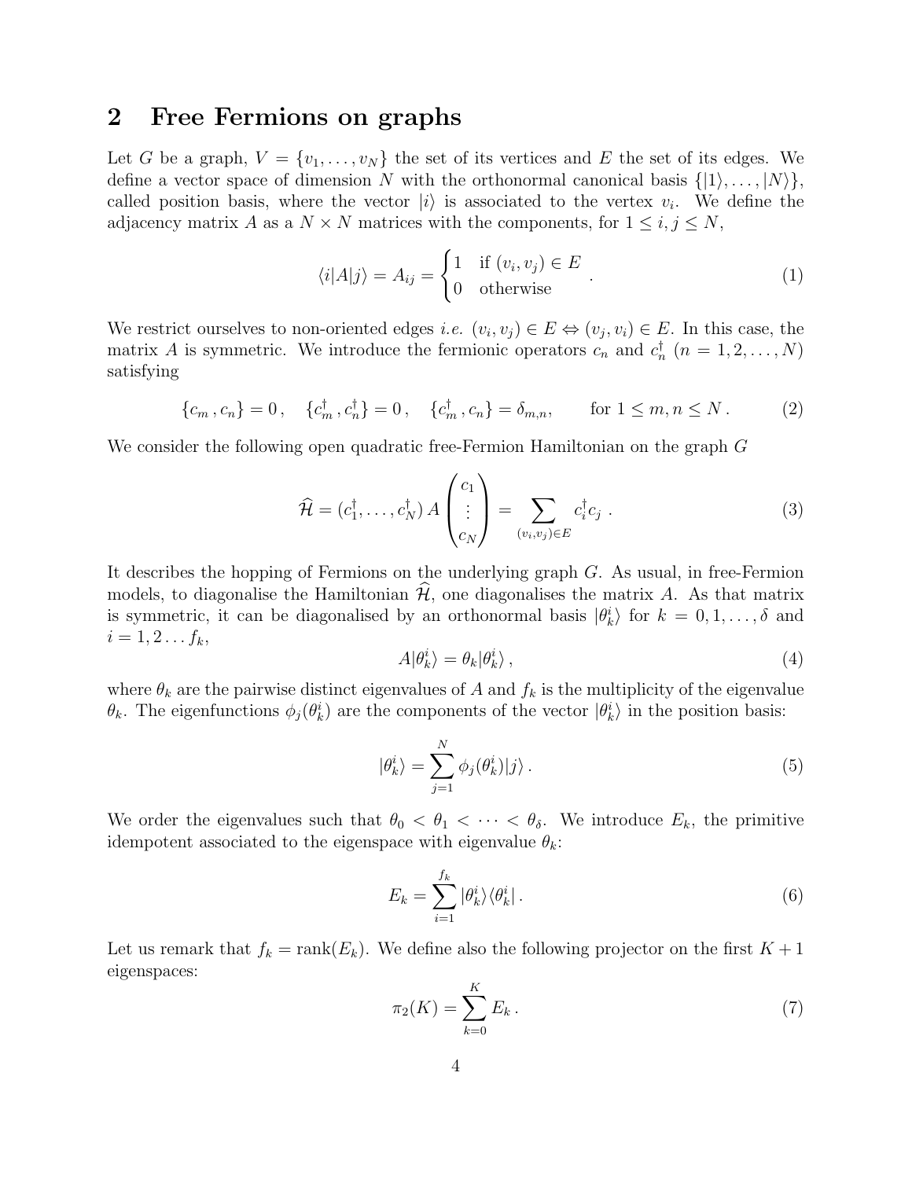## 2 Free Fermions on graphs

Let $G$ be a graph, $V = \{v_1, \ldots, v_N\}$ the set of its vertices and $E$ the set of its edges. We define a vector space of dimension $N$ with the orthonormal canonical basis $\{|1\rangle, \ldots, |N\rangle\}$, called position basis, where the vector $|i\rangle$ is associated to the vertex $v_i$. We define the adjacency matrix $A$ as a $N \times N$ matrices with the components, for $1 \leq i, j \leq N$,

$$\langle i|A|j\rangle = A_{ij} = \begin{cases} 1 & \text{if } (v_i, v_j) \in E \\ 0 & \text{otherwise} \end{cases} . \tag{1}$$

We restrict ourselves to non-oriented edges *i.e.* $(v_i, v_j) \in E \Leftrightarrow (v_j, v_i) \in E$. In this case, the matrix $A$ is symmetric. We introduce the fermionic operators $c_n$ and $c_n^\dagger$ ($n = 1, 2, \ldots, N$) satisfying

$$\{c_m\,, c_n\} = 0\,, \quad \{c_m^\dagger\,, c_n^\dagger\} = 0\,, \quad \{c_m^\dagger\,, c_n\} = \delta_{m,n}, \qquad \text{for } 1 \leq m, n \leq N\,. \tag{2}$$

We consider the following open quadratic free-Fermion Hamiltonian on the graph $G$

$$\widehat{\mathcal{H}} = (c_1^\dagger, \ldots, c_N^\dagger)\, A \begin{pmatrix} c_1 \\ \vdots \\ c_N \end{pmatrix} = \sum_{(v_i, v_j) \in E} c_i^\dagger c_j\ . \tag{3}$$

It describes the hopping of Fermions on the underlying graph $G$. As usual, in free-Fermion models, to diagonalise the Hamiltonian $\widehat{\mathcal{H}}$, one diagonalises the matrix $A$. As that matrix is symmetric, it can be diagonalised by an orthonormal basis $|\theta_k^i\rangle$ for $k = 0, 1, \ldots, \delta$ and $i = 1, 2 \ldots f_k$,

$$A|\theta_k^i\rangle = \theta_k|\theta_k^i\rangle\,, \tag{4}$$

where $\theta_k$ are the pairwise distinct eigenvalues of $A$ and $f_k$ is the multiplicity of the eigenvalue $\theta_k$. The eigenfunctions $\phi_j(\theta_k^i)$ are the components of the vector $|\theta_k^i\rangle$ in the position basis:

$$|\theta_k^i\rangle = \sum_{j=1}^{N} \phi_j(\theta_k^i)|j\rangle\,. \tag{5}$$

We order the eigenvalues such that $\theta_0 < \theta_1 < \cdots < \theta_\delta$. We introduce $E_k$, the primitive idempotent associated to the eigenspace with eigenvalue $\theta_k$:

$$E_k = \sum_{i=1}^{f_k} |\theta_k^i\rangle\langle\theta_k^i|\,. \tag{6}$$

Let us remark that $f_k = \text{rank}(E_k)$. We define also the following projector on the first $K + 1$ eigenspaces:

$$\pi_2(K) = \sum_{k=0}^{K} E_k\,. \tag{7}$$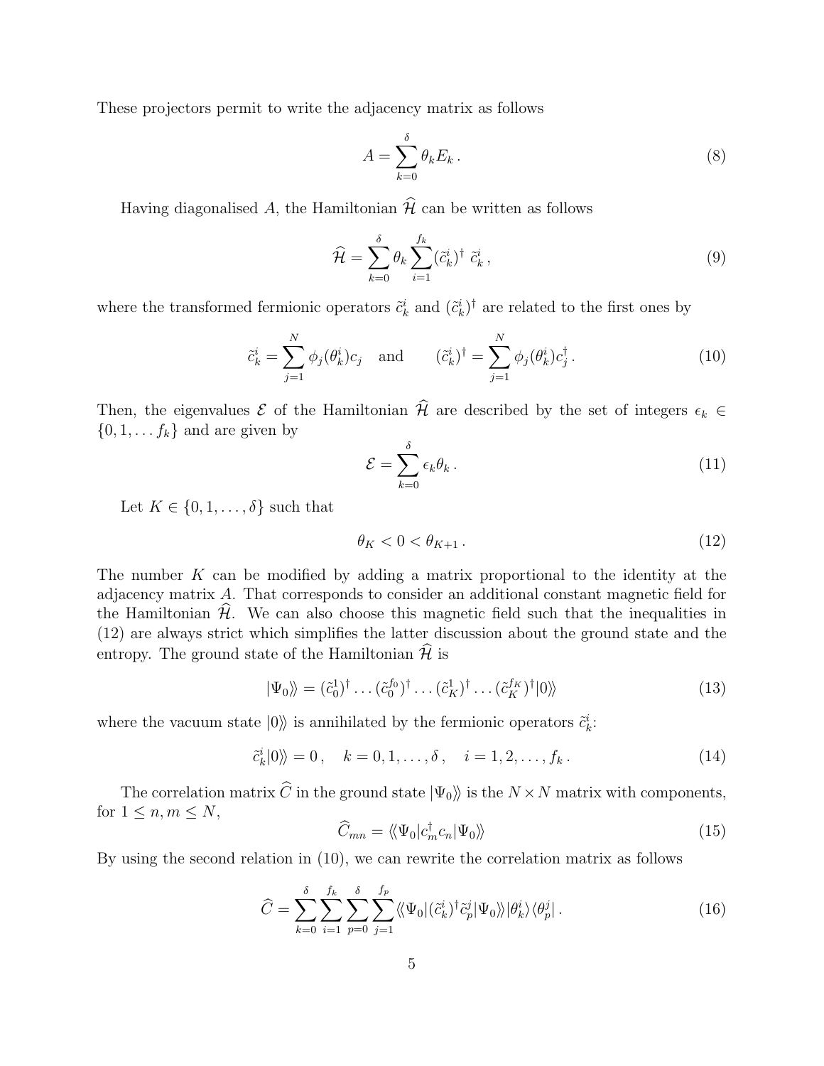These projectors permit to write the adjacency matrix as follows

$$A = \sum_{k=0}^{\delta} \theta_k E_k \,. \tag{8}$$

Having diagonalised $A$, the Hamiltonian $\widehat{\mathcal{H}}$ can be written as follows

$$\widehat{\mathcal{H}} = \sum_{k=0}^{\delta} \theta_k \sum_{i=1}^{f_k} (\tilde{c}_k^i)^\dagger \; \tilde{c}_k^i \,, \tag{9}$$

where the transformed fermionic operators $\tilde{c}_k^i$ and $(\tilde{c}_k^i)^\dagger$ are related to the first ones by

$$\tilde{c}_k^i = \sum_{j=1}^{N} \phi_j(\theta_k^i) c_j \quad \text{and} \qquad (\tilde{c}_k^i)^\dagger = \sum_{j=1}^{N} \phi_j(\theta_k^i) c_j^\dagger \,. \tag{10}$$

Then, the eigenvalues $\mathcal{E}$ of the Hamiltonian $\widehat{\mathcal{H}}$ are described by the set of integers $\epsilon_k \in \{0, 1, \dots f_k\}$ and are given by

$$\mathcal{E} = \sum_{k=0}^{\delta} \epsilon_k \theta_k \,. \tag{11}$$

Let $K \in \{0, 1, \dots, \delta\}$ such that

$$\theta_K < 0 < \theta_{K+1} \,. \tag{12}$$

The number $K$ can be modified by adding a matrix proportional to the identity at the adjacency matrix $A$. That corresponds to consider an additional constant magnetic field for the Hamiltonian $\widehat{\mathcal{H}}$. We can also choose this magnetic field such that the inequalities in (12) are always strict which simplifies the latter discussion about the ground state and the entropy. The ground state of the Hamiltonian $\widehat{\mathcal{H}}$ is

$$|\Psi_0\rangle\!\rangle = (\tilde{c}_0^1)^\dagger \dots (\tilde{c}_0^{f_0})^\dagger \dots (\tilde{c}_K^1)^\dagger \dots (\tilde{c}_K^{f_K})^\dagger |0\rangle\!\rangle \tag{13}$$

where the vacuum state $|0\rangle\!\rangle$ is annihilated by the fermionic operators $\tilde{c}_k^i$:

$$\tilde{c}_k^i |0\rangle\!\rangle = 0 \,, \quad k = 0, 1, \dots, \delta \,, \quad i = 1, 2, \dots, f_k \,. \tag{14}$$

The correlation matrix $\widehat{C}$ in the ground state $|\Psi_0\rangle\!\rangle$ is the $N \times N$ matrix with components, for $1 \leq n, m \leq N$,

$$\widehat{C}_{mn} = \langle\!\langle \Psi_0 | c_m^\dagger c_n | \Psi_0 \rangle\!\rangle \tag{15}$$

By using the second relation in (10), we can rewrite the correlation matrix as follows

$$\widehat{C} = \sum_{k=0}^{\delta} \sum_{i=1}^{f_k} \sum_{p=0}^{\delta} \sum_{j=1}^{f_p} \langle\!\langle \Psi_0 | (\tilde{c}_k^i)^\dagger \tilde{c}_p^j | \Psi_0 \rangle\!\rangle |\theta_k^i\rangle \langle \theta_p^j| \,. \tag{16}$$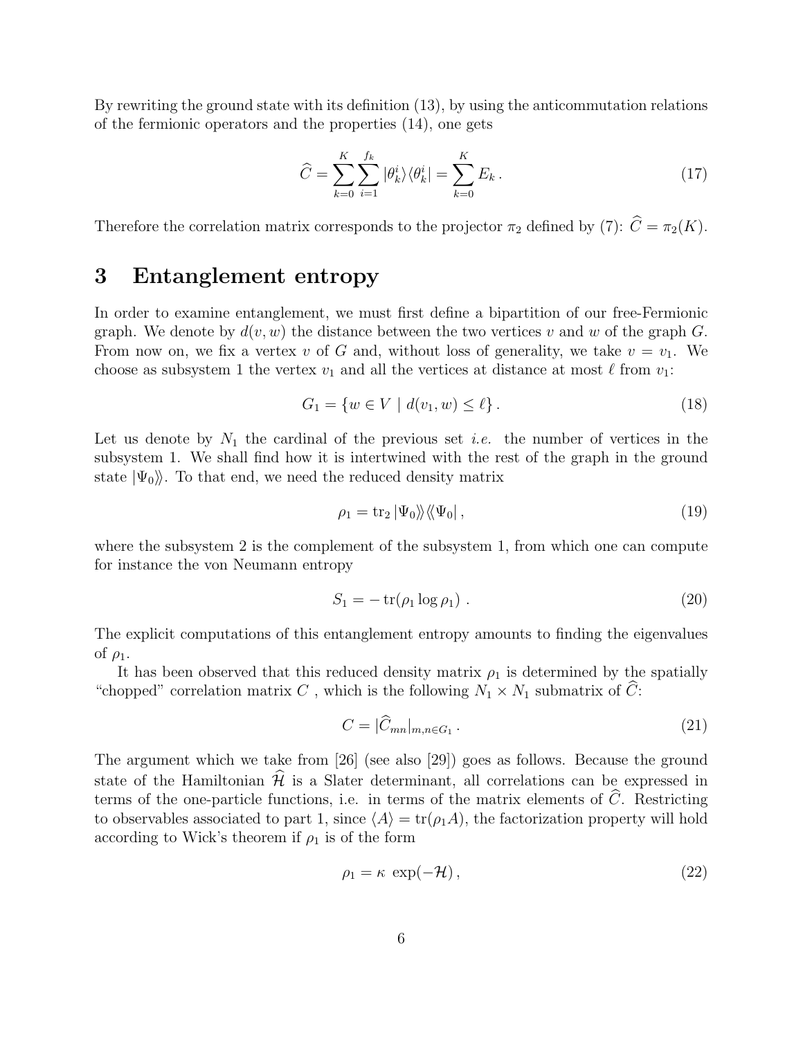By rewriting the ground state with its definition (13), by using the anticommutation relations of the fermionic operators and the properties (14), one gets

$$\widehat{C} = \sum_{k=0}^{K} \sum_{i=1}^{f_k} |\theta_k^i\rangle\langle\theta_k^i| = \sum_{k=0}^{K} E_k \,. \tag{17}$$

Therefore the correlation matrix corresponds to the projector $\pi_2$ defined by (7): $\widehat{C} = \pi_2(K)$.

## 3 Entanglement entropy

In order to examine entanglement, we must first define a bipartition of our free-Fermionic graph. We denote by $d(v, w)$ the distance between the two vertices $v$ and $w$ of the graph $G$. From now on, we fix a vertex $v$ of $G$ and, without loss of generality, we take $v = v_1$. We choose as subsystem 1 the vertex $v_1$ and all the vertices at distance at most $\ell$ from $v_1$:

$$G_1 = \{w \in V \mid d(v_1, w) \leq \ell\} \,. \tag{18}$$

Let us denote by $N_1$ the cardinal of the previous set *i.e.* the number of vertices in the subsystem 1. We shall find how it is intertwined with the rest of the graph in the ground state $|\Psi_0\rangle\rangle$. To that end, we need the reduced density matrix

$$\rho_1 = \mathrm{tr}_2 \, |\Psi_0\rangle\rangle\langle\langle\Psi_0| \,, \tag{19}$$

where the subsystem 2 is the complement of the subsystem 1, from which one can compute for instance the von Neumann entropy

$$S_1 = -\,\mathrm{tr}(\rho_1 \log \rho_1) \,. \tag{20}$$

The explicit computations of this entanglement entropy amounts to finding the eigenvalues of $\rho_1$.

It has been observed that this reduced density matrix $\rho_1$ is determined by the spatially "chopped" correlation matrix $C$ , which is the following $N_1 \times N_1$ submatrix of $\widehat{C}$:

$$C = |\widehat{C}_{mn}|_{m,n \in G_1} \,. \tag{21}$$

The argument which we take from [26] (see also [29]) goes as follows. Because the ground state of the Hamiltonian $\widehat{\mathcal{H}}$ is a Slater determinant, all correlations can be expressed in terms of the one-particle functions, i.e. in terms of the matrix elements of $\widehat{C}$. Restricting to observables associated to part 1, since $\langle A \rangle = \mathrm{tr}(\rho_1 A)$, the factorization property will hold according to Wick's theorem if $\rho_1$ is of the form

$$\rho_1 = \kappa \, \exp(-\mathcal{H}) \,, \tag{22}$$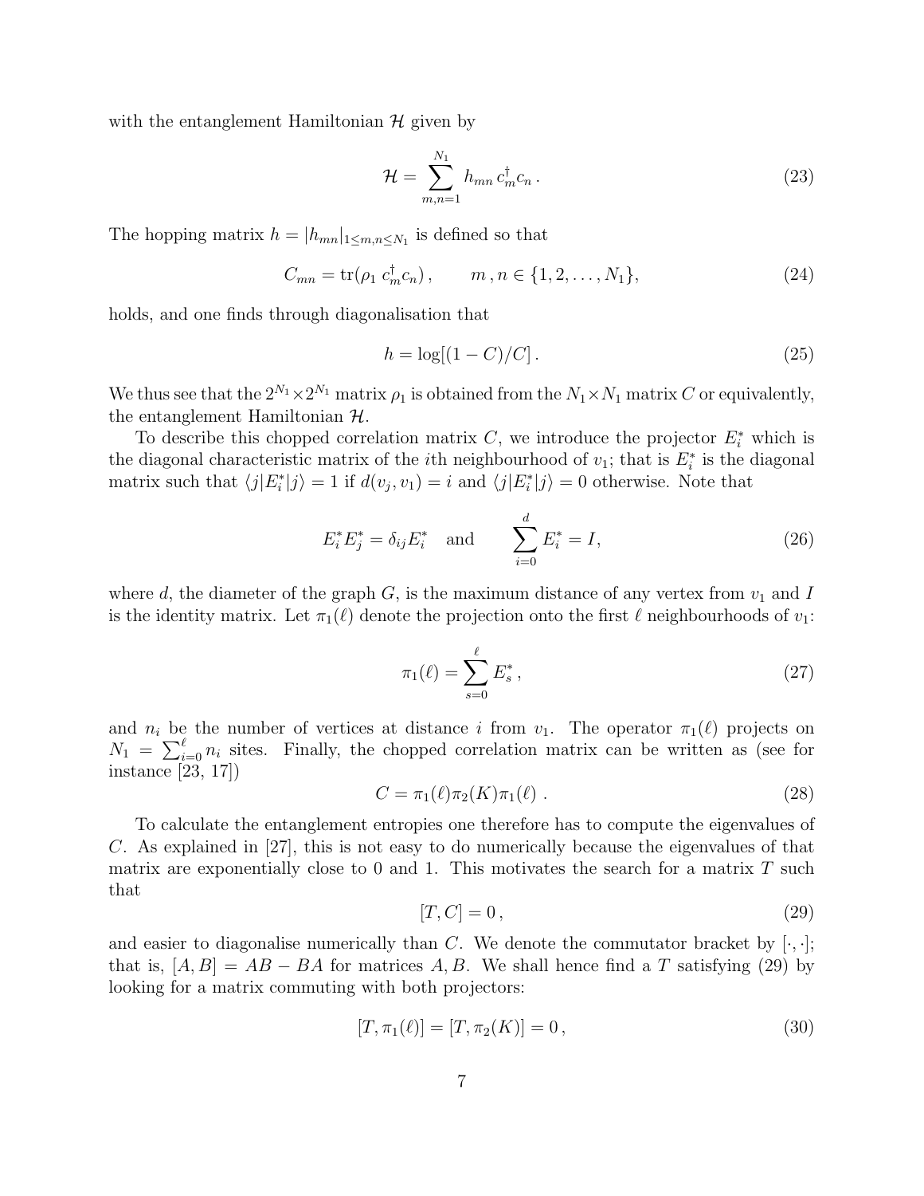with the entanglement Hamiltonian $\mathcal{H}$ given by

$$\mathcal{H} = \sum_{m,n=1}^{N_1} h_{mn} \, c_m^\dagger c_n \, . \tag{23}$$

The hopping matrix $h = |h_{mn}|_{1 \le m,n \le N_1}$ is defined so that

$$C_{mn} = \mathrm{tr}(\rho_1 \; c_m^\dagger c_n) \, , \qquad m \, , n \in \{1, 2, \ldots, N_1\}, \tag{24}$$

holds, and one finds through diagonalisation that

$$h = \log[(1 - C)/C] \, . \tag{25}$$

We thus see that the $2^{N_1} \times 2^{N_1}$ matrix $\rho_1$ is obtained from the $N_1 \times N_1$ matrix $C$ or equivalently, the entanglement Hamiltonian $\mathcal{H}$.

To describe this chopped correlation matrix $C$, we introduce the projector $E_i^*$ which is the diagonal characteristic matrix of the $i$th neighbourhood of $v_1$; that is $E_i^*$ is the diagonal matrix such that $\langle j | E_i^* | j \rangle = 1$ if $d(v_j, v_1) = i$ and $\langle j | E_i^* | j \rangle = 0$ otherwise. Note that

$$E_i^* E_j^* = \delta_{ij} E_i^* \quad \text{and} \qquad \sum_{i=0}^{d} E_i^* = I, \tag{26}$$

where $d$, the diameter of the graph $G$, is the maximum distance of any vertex from $v_1$ and $I$ is the identity matrix. Let $\pi_1(\ell)$ denote the projection onto the first $\ell$ neighbourhoods of $v_1$:

$$\pi_1(\ell) = \sum_{s=0}^{\ell} E_s^* \, , \tag{27}$$

and $n_i$ be the number of vertices at distance $i$ from $v_1$. The operator $\pi_1(\ell)$ projects on $N_1 = \sum_{i=0}^{\ell} n_i$ sites. Finally, the chopped correlation matrix can be written as (see for instance [23, 17])

$$C = \pi_1(\ell) \pi_2(K) \pi_1(\ell) \ . \tag{28}$$

To calculate the entanglement entropies one therefore has to compute the eigenvalues of $C$. As explained in [27], this is not easy to do numerically because the eigenvalues of that matrix are exponentially close to 0 and 1. This motivates the search for a matrix $T$ such that

$$[T, C] = 0 \, , \tag{29}$$

and easier to diagonalise numerically than $C$. We denote the commutator bracket by $[\cdot, \cdot]$; that is, $[A, B] = AB - BA$ for matrices $A, B$. We shall hence find a $T$ satisfying (29) by looking for a matrix commuting with both projectors:

$$[T, \pi_1(\ell)] = [T, \pi_2(K)] = 0 \, , \tag{30}$$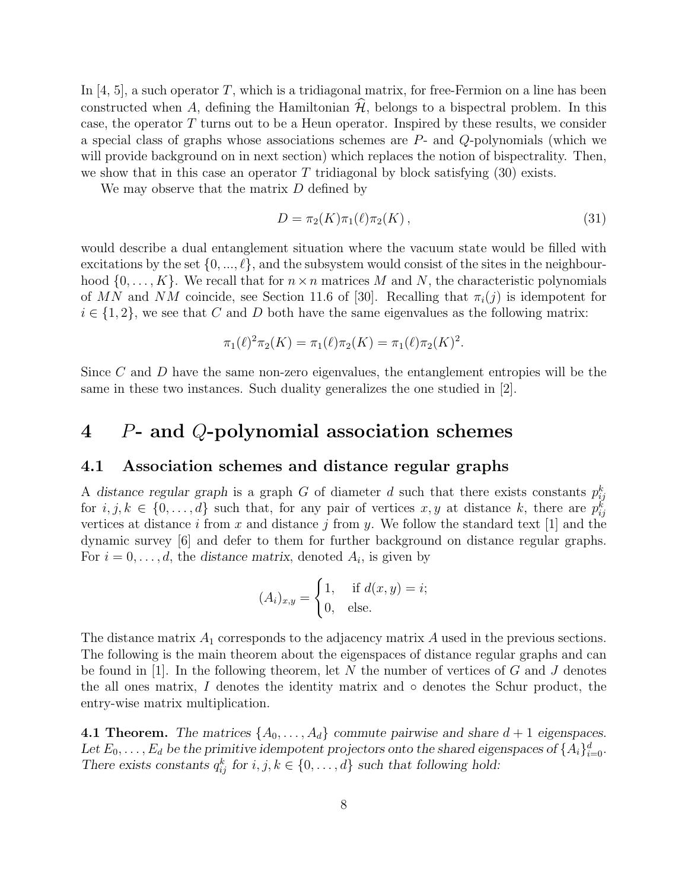In [4, 5], a such operator $T$, which is a tridiagonal matrix, for free-Fermion on a line has been constructed when $A$, defining the Hamiltonian $\widehat{\mathcal{H}}$, belongs to a bispectral problem. In this case, the operator $T$ turns out to be a Heun operator. Inspired by these results, we consider a special class of graphs whose associations schemes are $P$- and $Q$-polynomials (which we will provide background on in next section) which replaces the notion of bispectrality. Then, we show that in this case an operator $T$ tridiagonal by block satisfying (30) exists.

We may observe that the matrix $D$ defined by

$$D = \pi_2(K)\pi_1(\ell)\pi_2(K)\,, \tag{31}$$

would describe a dual entanglement situation where the vacuum state would be filled with excitations by the set $\{0, ..., \ell\}$, and the subsystem would consist of the sites in the neighbourhood $\{0, \dots, K\}$. We recall that for $n \times n$ matrices $M$ and $N$, the characteristic polynomials of $MN$ and $NM$ coincide, see Section 11.6 of [30]. Recalling that $\pi_i(j)$ is idempotent for $i \in \{1, 2\}$, we see that $C$ and $D$ both have the same eigenvalues as the following matrix:

$$\pi_1(\ell)^2\pi_2(K) = \pi_1(\ell)\pi_2(K) = \pi_1(\ell)\pi_2(K)^2.$$

Since $C$ and $D$ have the same non-zero eigenvalues, the entanglement entropies will be the same in these two instances. Such duality generalizes the one studied in [2].

# 4 $P$- and $Q$-polynomial association schemes

## 4.1 Association schemes and distance regular graphs

A *distance regular graph* is a graph $G$ of diameter $d$ such that there exists constants $p_{ij}^k$ for $i, j, k \in \{0, \dots, d\}$ such that, for any pair of vertices $x, y$ at distance $k$, there are $p_{ij}^k$ vertices at distance $i$ from $x$ and distance $j$ from $y$. We follow the standard text [1] and the dynamic survey [6] and defer to them for further background on distance regular graphs. For $i = 0, \dots, d$, the *distance matrix*, denoted $A_i$, is given by

$$(A_i)_{x,y} = \begin{cases} 1, & \text{if } d(x, y) = i; \\ 0, & \text{else.} \end{cases}$$

The distance matrix $A_1$ corresponds to the adjacency matrix $A$ used in the previous sections. The following is the main theorem about the eigenspaces of distance regular graphs and can be found in [1]. In the following theorem, let $N$ the number of vertices of $G$ and $J$ denotes the all ones matrix, $I$ denotes the identity matrix and $\circ$ denotes the Schur product, the entry-wise matrix multiplication.

**4.1 Theorem.** *The matrices $\{A_0, \dots, A_d\}$ commute pairwise and share $d + 1$ eigenspaces. Let $E_0, \dots, E_d$ be the primitive idempotent projectors onto the shared eigenspaces of $\{A_i\}_{i=0}^d$. There exists constants $q_{ij}^k$ for $i, j, k \in \{0, \dots, d\}$ such that following hold:*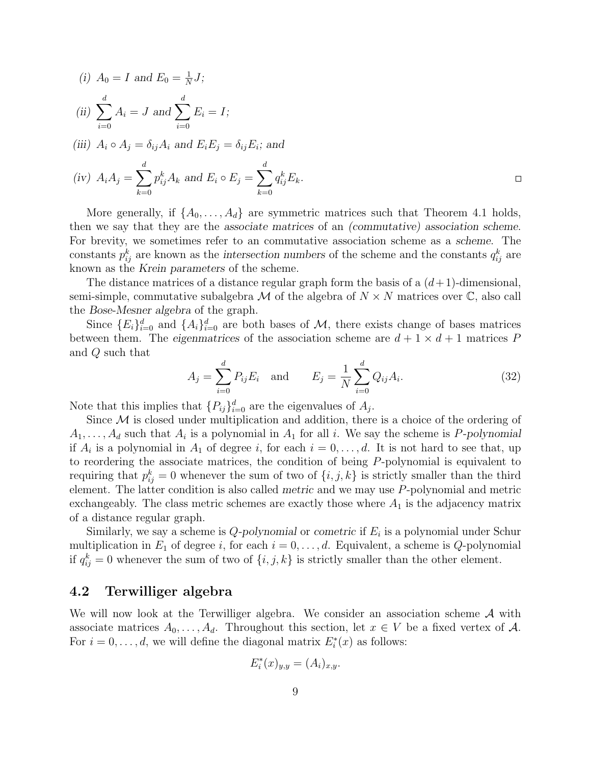*(i)* $A_0 = I$ *and* $E_0 = \frac{1}{N}J$*;*

*(ii)* $\sum_{i=0}^{d} A_i = J$ *and* $\sum_{i=0}^{d} E_i = I$*;*

*(iii)* $A_i \circ A_j = \delta_{ij} A_i$ *and* $E_i E_j = \delta_{ij} E_i$*; and*

*(iv)* $A_i A_j = \sum_{k=0}^{d} p_{ij}^k A_k$ *and* $E_i \circ E_j = \sum_{k=0}^{d} q_{ij}^k E_k$*.* □

More generally, if $\{A_0, \ldots, A_d\}$ are symmetric matrices such that Theorem 4.1 holds, then we say that they are the *associate matrices* of an *(commutative) association scheme*. For brevity, we sometimes refer to an commutative association scheme as a *scheme*. The constants $p_{ij}^k$ are known as the *intersection numbers* of the scheme and the constants $q_{ij}^k$ are known as the *Krein parameters* of the scheme.

The distance matrices of a distance regular graph form the basis of a $(d+1)$-dimensional, semi-simple, commutative subalgebra $\mathcal{M}$ of the algebra of $N \times N$ matrices over $\mathbb{C}$, also call the *Bose-Mesner algebra* of the graph.

Since $\{E_i\}_{i=0}^d$ and $\{A_i\}_{i=0}^d$ are both bases of $\mathcal{M}$, there exists change of bases matrices between them. The *eigenmatrices* of the association scheme are $d+1 \times d+1$ matrices $P$ and $Q$ such that

$$A_j = \sum_{i=0}^{d} P_{ij} E_i \quad \text{and} \qquad E_j = \frac{1}{N} \sum_{i=0}^{d} Q_{ij} A_i. \tag{32}$$

Note that this implies that $\{P_{ij}\}_{i=0}^d$ are the eigenvalues of $A_j$.

Since $\mathcal{M}$ is closed under multiplication and addition, there is a choice of the ordering of $A_1, \ldots, A_d$ such that $A_i$ is a polynomial in $A_1$ for all $i$. We say the scheme is *P-polynomial* if $A_i$ is a polynomial in $A_1$ of degree $i$, for each $i = 0, \ldots, d$. It is not hard to see that, up to reordering the associate matrices, the condition of being $P$-polynomial is equivalent to requiring that $p_{ij}^k = 0$ whenever the sum of two of $\{i, j, k\}$ is strictly smaller than the third element. The latter condition is also called *metric* and we may use $P$-polynomial and metric exchangeably. The class metric schemes are exactly those where $A_1$ is the adjacency matrix of a distance regular graph.

Similarly, we say a scheme is *Q-polynomial* or *cometric* if $E_i$ is a polynomial under Schur multiplication in $E_1$ of degree $i$, for each $i = 0, \ldots, d$. Equivalent, a scheme is $Q$-polynomial if $q_{ij}^k = 0$ whenever the sum of two of $\{i, j, k\}$ is strictly smaller than the other element.

## 4.2 Terwilliger algebra

We will now look at the Terwilliger algebra. We consider an association scheme $\mathcal{A}$ with associate matrices $A_0, \ldots, A_d$. Throughout this section, let $x \in V$ be a fixed vertex of $\mathcal{A}$. For $i = 0, \ldots, d$, we will define the diagonal matrix $E_i^*(x)$ as follows:

$$E_i^*(x)_{y,y} = (A_i)_{x,y}.$$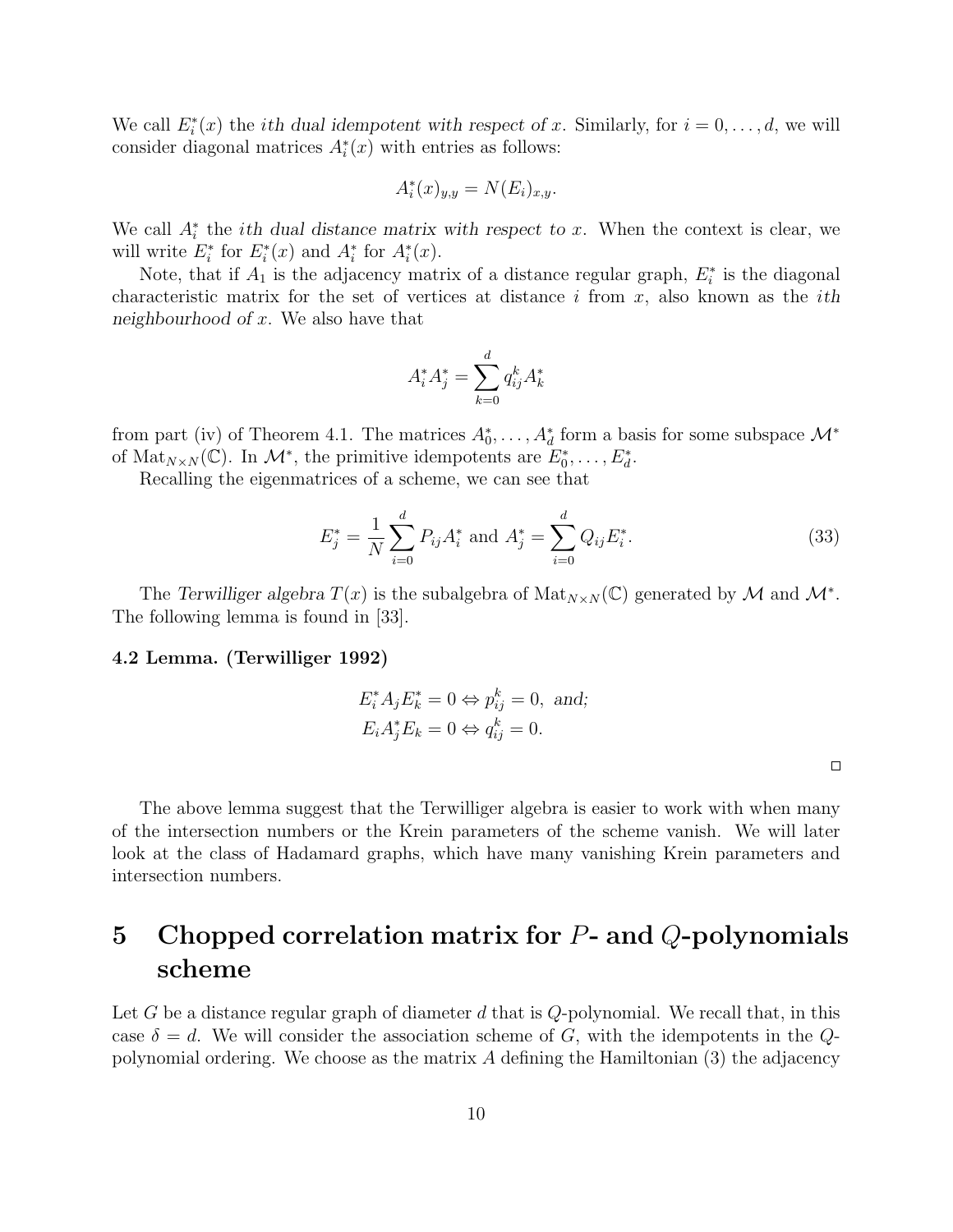We call $E_i^*(x)$ the *ith dual idempotent with respect of x*. Similarly, for $i = 0, \ldots, d$, we will consider diagonal matrices $A_i^*(x)$ with entries as follows:

$$A_i^*(x)_{y,y} = N(E_i)_{x,y}.$$

We call $A_i^*$ the *ith dual distance matrix with respect to x*. When the context is clear, we will write $E_i^*$ for $E_i^*(x)$ and $A_i^*$ for $A_i^*(x)$.

Note, that if $A_1$ is the adjacency matrix of a distance regular graph, $E_i^*$ is the diagonal characteristic matrix for the set of vertices at distance $i$ from $x$, also known as the *ith neighbourhood of x*. We also have that

$$A_i^* A_j^* = \sum_{k=0}^{d} q_{ij}^k A_k^*$$

from part (iv) of Theorem 4.1. The matrices $A_0^*, \ldots, A_d^*$ form a basis for some subspace $\mathcal{M}^*$ of $\mathrm{Mat}_{N\times N}(\mathbb{C})$. In $\mathcal{M}^*$, the primitive idempotents are $E_0^*, \ldots, E_d^*$.

Recalling the eigenmatrices of a scheme, we can see that

$$E_j^* = \frac{1}{N}\sum_{i=0}^{d} P_{ij} A_i^* \text{ and } A_j^* = \sum_{i=0}^{d} Q_{ij} E_i^*. \tag{33}$$

The *Terwilliger algebra* $T(x)$ is the subalgebra of $\mathrm{Mat}_{N\times N}(\mathbb{C})$ generated by $\mathcal{M}$ and $\mathcal{M}^*$. The following lemma is found in [33].

**4.2 Lemma. (Terwilliger 1992)**

$$E_i^* A_j E_k^* = 0 \Leftrightarrow p_{ij}^k = 0, \textit{ and;}$$
$$E_i A_j^* E_k = 0 \Leftrightarrow q_{ij}^k = 0.$$

□

The above lemma suggest that the Terwilliger algebra is easier to work with when many of the intersection numbers or the Krein parameters of the scheme vanish. We will later look at the class of Hadamard graphs, which have many vanishing Krein parameters and intersection numbers.

# 5 Chopped correlation matrix for $P$- and $Q$-polynomials scheme

Let $G$ be a distance regular graph of diameter $d$ that is $Q$-polynomial. We recall that, in this case $\delta = d$. We will consider the association scheme of $G$, with the idempotents in the $Q$-polynomial ordering. We choose as the matrix $A$ defining the Hamiltonian (3) the adjacency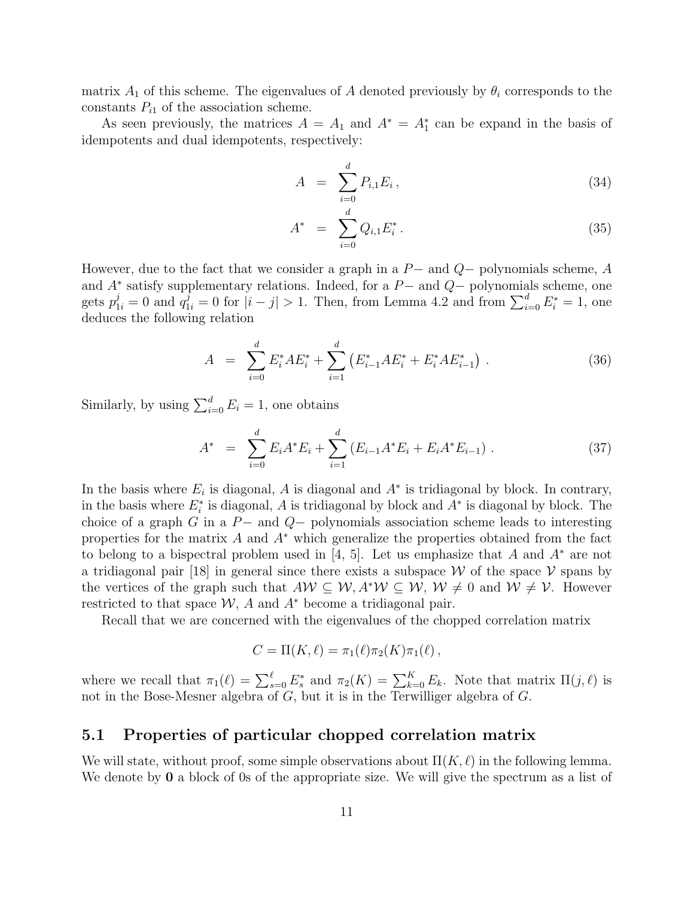matrix $A_1$ of this scheme. The eigenvalues of $A$ denoted previously by $\theta_i$ corresponds to the constants $P_{i1}$ of the association scheme.

As seen previously, the matrices $A = A_1$ and $A^* = A_1^*$ can be expand in the basis of idempotents and dual idempotents, respectively:

$$A = \sum_{i=0}^{d} P_{i,1} E_i \,, \tag{34}$$

$$A^* = \sum_{i=0}^{d} Q_{i,1} E_i^* \,. \tag{35}$$

However, due to the fact that we consider a graph in a $P-$ and $Q-$ polynomials scheme, $A$ and $A^*$ satisfy supplementary relations. Indeed, for a $P-$ and $Q-$ polynomials scheme, one gets $p_{1i}^j = 0$ and $q_{1i}^j = 0$ for $|i-j| > 1$. Then, from Lemma 4.2 and from $\sum_{i=0}^d E_i^* = 1$, one deduces the following relation

$$A = \sum_{i=0}^{d} E_i^* A E_i^* + \sum_{i=1}^{d} \left( E_{i-1}^* A E_i^* + E_i^* A E_{i-1}^* \right) \,. \tag{36}$$

Similarly, by using $\sum_{i=0}^d E_i = 1$, one obtains

$$A^* = \sum_{i=0}^{d} E_i A^* E_i + \sum_{i=1}^{d} \left( E_{i-1} A^* E_i + E_i A^* E_{i-1} \right) \,. \tag{37}$$

In the basis where $E_i$ is diagonal, $A$ is diagonal and $A^*$ is tridiagonal by block. In contrary, in the basis where $E_i^*$ is diagonal, $A$ is tridiagonal by block and $A^*$ is diagonal by block. The choice of a graph $G$ in a $P-$ and $Q-$ polynomials association scheme leads to interesting properties for the matrix $A$ and $A^*$ which generalize the properties obtained from the fact to belong to a bispectral problem used in [4, 5]. Let us emphasize that $A$ and $A^*$ are not a tridiagonal pair [18] in general since there exists a subspace $\mathcal{W}$ of the space $\mathcal{V}$ spans by the vertices of the graph such that $A\mathcal{W} \subseteq \mathcal{W}, A^*\mathcal{W} \subseteq \mathcal{W}$, $\mathcal{W} \neq 0$ and $\mathcal{W} \neq \mathcal{V}$. However restricted to that space $\mathcal{W}$, $A$ and $A^*$ become a tridiagonal pair.

Recall that we are concerned with the eigenvalues of the chopped correlation matrix

$$C = \Pi(K,\ell) = \pi_1(\ell)\pi_2(K)\pi_1(\ell)\,,$$

where we recall that $\pi_1(\ell) = \sum_{s=0}^{\ell} E_s^*$ and $\pi_2(K) = \sum_{k=0}^{K} E_k$. Note that matrix $\Pi(j,\ell)$ is not in the Bose-Mesner algebra of $G$, but it is in the Terwilliger algebra of $G$.

## 5.1 Properties of particular chopped correlation matrix

We will state, without proof, some simple observations about $\Pi(K,\ell)$ in the following lemma. We denote by $\mathbf{0}$ a block of 0s of the appropriate size. We will give the spectrum as a list of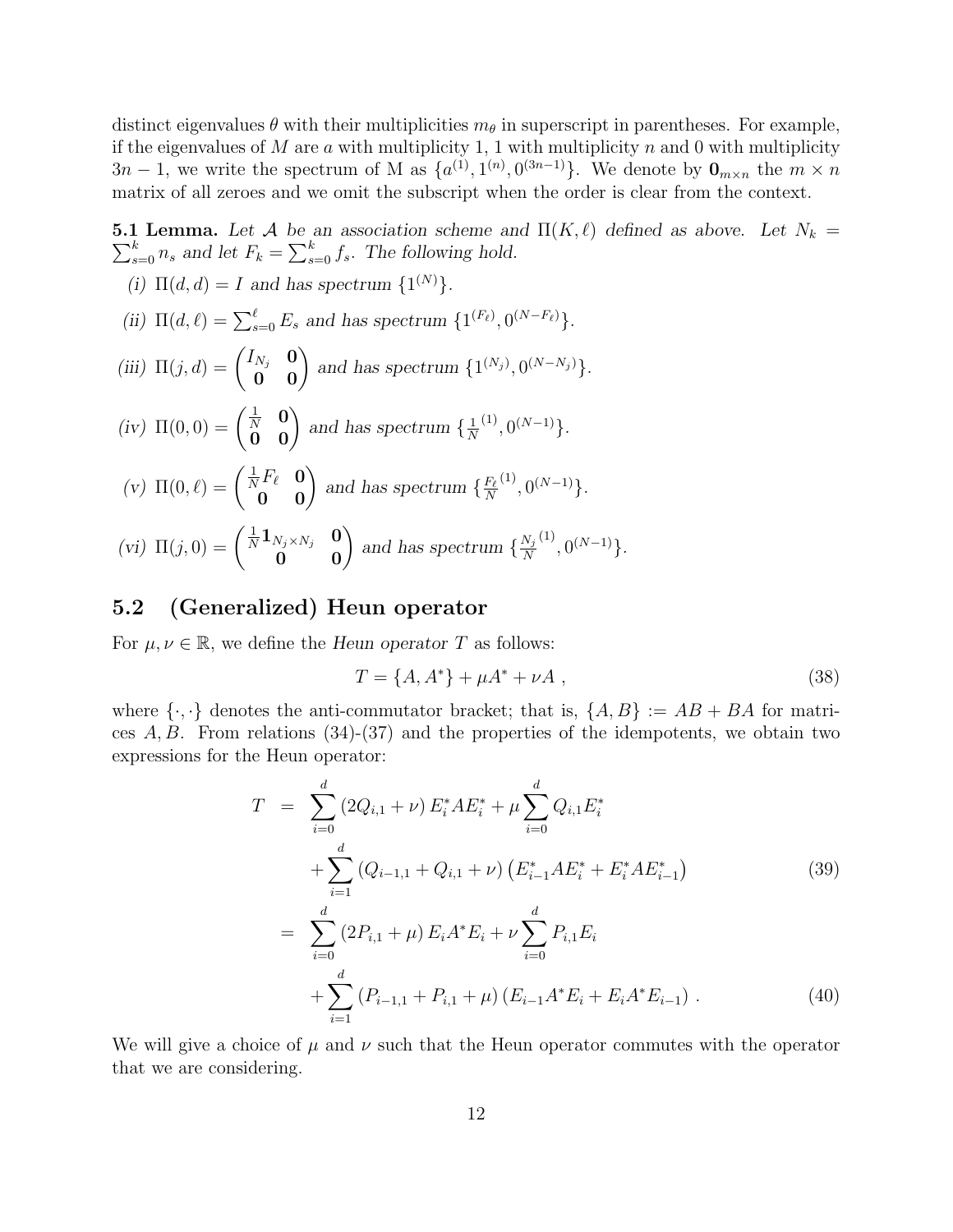distinct eigenvalues $\theta$ with their multiplicities $m_\theta$ in superscript in parentheses. For example, if the eigenvalues of $M$ are $a$ with multiplicity 1, 1 with multiplicity $n$ and 0 with multiplicity $3n-1$, we write the spectrum of M as $\{a^{(1)}, 1^{(n)}, 0^{(3n-1)}\}$. We denote by $\mathbf{0}_{m\times n}$ the $m \times n$ matrix of all zeroes and we omit the subscript when the order is clear from the context.

**5.1 Lemma.** *Let $\mathcal{A}$ be an association scheme and $\Pi(K, \ell)$ defined as above. Let $N_k = \sum_{s=0}^{k} n_s$ and let $F_k = \sum_{s=0}^{k} f_s$. The following hold.*

*(i)* $\Pi(d, d) = I$ *and has spectrum* $\{1^{(N)}\}$.

*(ii)* $\Pi(d, \ell) = \sum_{s=0}^{\ell} E_s$ *and has spectrum* $\{1^{(F_\ell)}, 0^{(N-F_\ell)}\}$.

*(iii)* $\Pi(j, d) = \begin{pmatrix} I_{N_j} & \mathbf{0} \\ \mathbf{0} & \mathbf{0} \end{pmatrix}$ *and has spectrum* $\{1^{(N_j)}, 0^{(N-N_j)}\}$.

*(iv)* $\Pi(0, 0) = \begin{pmatrix} \frac{1}{N} & \mathbf{0} \\ \mathbf{0} & \mathbf{0} \end{pmatrix}$ *and has spectrum* $\{\frac{1}{N}^{(1)}, 0^{(N-1)}\}$.

*(v)* $\Pi(0, \ell) = \begin{pmatrix} \frac{1}{N}F_\ell & \mathbf{0} \\ \mathbf{0} & \mathbf{0} \end{pmatrix}$ *and has spectrum* $\{\frac{F_\ell}{N}^{(1)}, 0^{(N-1)}\}$.

*(vi)* $\Pi(j, 0) = \begin{pmatrix} \frac{1}{N}\mathbf{1}_{N_j \times N_j} & \mathbf{0} \\ \mathbf{0} & \mathbf{0} \end{pmatrix}$ *and has spectrum* $\{\frac{N_j}{N}^{(1)}, 0^{(N-1)}\}$.

## 5.2 (Generalized) Heun operator

For $\mu, \nu \in \mathbb{R}$, we define the *Heun operator* $T$ as follows:

$$T = \{A, A^*\} + \mu A^* + \nu A \ , \tag{38}$$

where $\{\cdot, \cdot\}$ denotes the anti-commutator bracket; that is, $\{A, B\} := AB + BA$ for matrices $A, B$. From relations (34)-(37) and the properties of the idempotents, we obtain two expressions for the Heun operator:

$$\begin{aligned} T &= \sum_{i=0}^{d} (2Q_{i,1} + \nu) E_i^* A E_i^* + \mu \sum_{i=0}^{d} Q_{i,1} E_i^* \\ &\quad + \sum_{i=1}^{d} (Q_{i-1,1} + Q_{i,1} + \nu) \left( E_{i-1}^* A E_i^* + E_i^* A E_{i-1}^* \right) \qquad (39) \\ &= \sum_{i=0}^{d} (2P_{i,1} + \mu) E_i A^* E_i + \nu \sum_{i=0}^{d} P_{i,1} E_i \\ &\quad + \sum_{i=1}^{d} (P_{i-1,1} + P_{i,1} + \mu) \left( E_{i-1} A^* E_i + E_i A^* E_{i-1} \right) . \qquad (40) \end{aligned}$$

We will give a choice of $\mu$ and $\nu$ such that the Heun operator commutes with the operator that we are considering.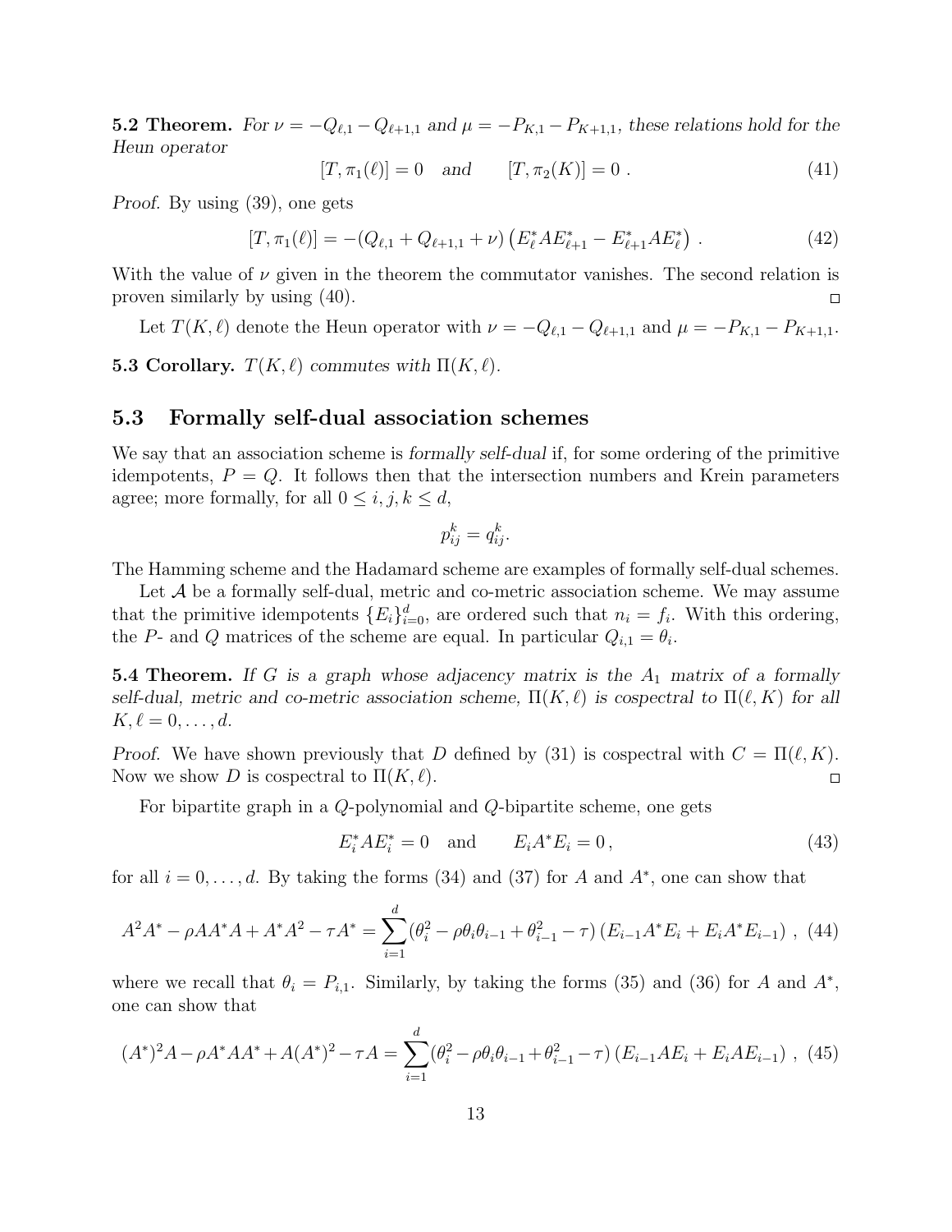**5.2 Theorem.** *For $\nu = -Q_{\ell,1} - Q_{\ell+1,1}$ and $\mu = -P_{K,1} - P_{K+1,1}$, these relations hold for the Heun operator*

$$[T, \pi_1(\ell)] = 0 \quad \text{and} \qquad [T, \pi_2(K)] = 0 \ . \tag{41}$$

*Proof.* By using (39), one gets

$$[T, \pi_1(\ell)] = -(Q_{\ell,1} + Q_{\ell+1,1} + \nu) \left(E^*_\ell A E^*_{\ell+1} - E^*_{\ell+1} A E^*_\ell\right) \ . \tag{42}$$

With the value of $\nu$ given in the theorem the commutator vanishes. The second relation is proven similarly by using (40). □

Let $T(K, \ell)$ denote the Heun operator with $\nu = -Q_{\ell,1} - Q_{\ell+1,1}$ and $\mu = -P_{K,1} - P_{K+1,1}$.

**5.3 Corollary.** *$T(K, \ell)$ commutes with $\Pi(K, \ell)$.*

## 5.3 Formally self-dual association schemes

We say that an association scheme is *formally self-dual* if, for some ordering of the primitive idempotents, $P = Q$. It follows then that the intersection numbers and Krein parameters agree; more formally, for all $0 \leq i, j, k \leq d$,

$$p^k_{ij} = q^k_{ij}.$$

The Hamming scheme and the Hadamard scheme are examples of formally self-dual schemes.

Let $\mathcal{A}$ be a formally self-dual, metric and co-metric association scheme. We may assume that the primitive idempotents $\{E_i\}_{i=0}^d$, are ordered such that $n_i = f_i$. With this ordering, the $P$- and $Q$ matrices of the scheme are equal. In particular $Q_{i,1} = \theta_i$.

**5.4 Theorem.** *If $G$ is a graph whose adjacency matrix is the $A_1$ matrix of a formally self-dual, metric and co-metric association scheme, $\Pi(K, \ell)$ is cospectral to $\Pi(\ell, K)$ for all $K, \ell = 0, \ldots, d$.*

*Proof.* We have shown previously that $D$ defined by (31) is cospectral with $C = \Pi(\ell, K)$. Now we show $D$ is cospectral to $\Pi(K, \ell)$. □

For bipartite graph in a $Q$-polynomial and $Q$-bipartite scheme, one gets

$$E^*_i A E^*_i = 0 \quad \text{and} \qquad E_i A^* E_i = 0 \,, \tag{43}$$

for all $i = 0, \ldots, d$. By taking the forms (34) and (37) for $A$ and $A^*$, one can show that

$$A^2 A^* - \rho A A^* A + A^* A^2 - \tau A^* = \sum_{i=1}^{d} (\theta_i^2 - \rho\theta_i\theta_{i-1} + \theta_{i-1}^2 - \tau) \left(E_{i-1} A^* E_i + E_i A^* E_{i-1}\right) \ , \tag{44}$$

where we recall that $\theta_i = P_{i,1}$. Similarly, by taking the forms (35) and (36) for $A$ and $A^*$, one can show that

$$(A^*)^2 A - \rho A^* A A^* + A (A^*)^2 - \tau A = \sum_{i=1}^{d} (\theta_i^2 - \rho\theta_i\theta_{i-1} + \theta_{i-1}^2 - \tau) \left(E_{i-1} A E_i + E_i A E_{i-1}\right) \ , \tag{45}$$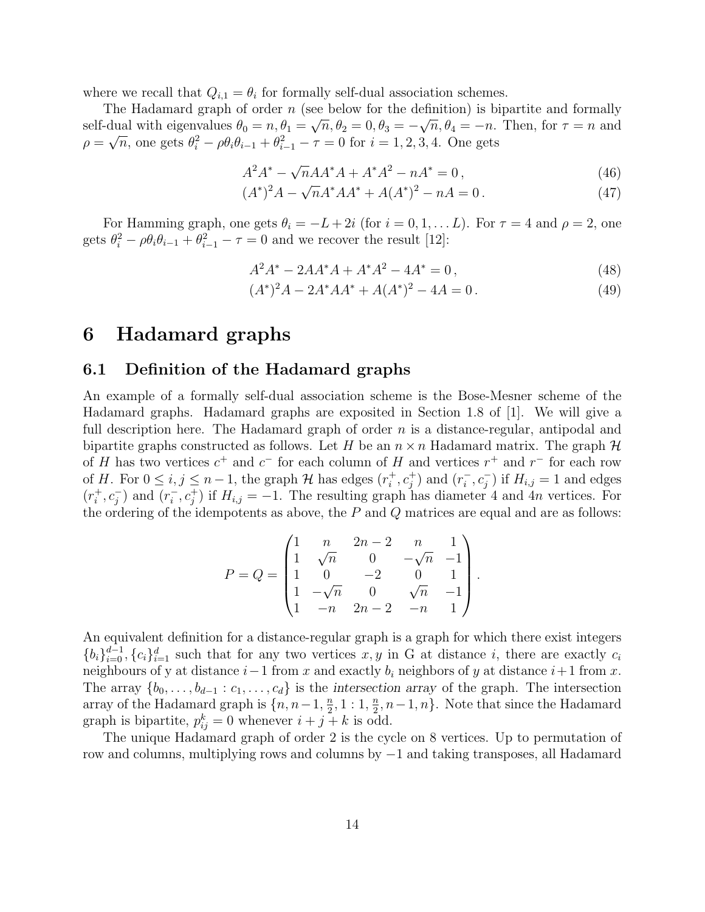where we recall that $Q_{i,1} = \theta_i$ for formally self-dual association schemes.

The Hadamard graph of order $n$ (see below for the definition) is bipartite and formally self-dual with eigenvalues $\theta_0 = n, \theta_1 = \sqrt{n}, \theta_2 = 0, \theta_3 = -\sqrt{n}, \theta_4 = -n$. Then, for $\tau = n$ and $\rho = \sqrt{n}$, one gets $\theta_i^2 - \rho\theta_i\theta_{i-1} + \theta_{i-1}^2 - \tau = 0$ for $i = 1, 2, 3, 4$. One gets

$$A^2 A^* - \sqrt{n} A A^* A + A^* A^2 - n A^* = 0\,, \tag{46}$$

$$(A^*)^2 A - \sqrt{n} A^* A A^* + A (A^*)^2 - n A = 0\,. \tag{47}$$

For Hamming graph, one gets $\theta_i = -L + 2i$ (for $i = 0, 1, \dots L$). For $\tau = 4$ and $\rho = 2$, one gets $\theta_i^2 - \rho\theta_i\theta_{i-1} + \theta_{i-1}^2 - \tau = 0$ and we recover the result [12]:

$$A^2 A^* - 2 A A^* A + A^* A^2 - 4 A^* = 0\,, \tag{48}$$

$$(A^*)^2 A - 2 A^* A A^* + A (A^*)^2 - 4 A = 0\,. \tag{49}$$

# 6 Hadamard graphs

## 6.1 Definition of the Hadamard graphs

An example of a formally self-dual association scheme is the Bose-Mesner scheme of the Hadamard graphs. Hadamard graphs are exposited in Section 1.8 of [1]. We will give a full description here. The Hadamard graph of order $n$ is a distance-regular, antipodal and bipartite graphs constructed as follows. Let $H$ be an $n \times n$ Hadamard matrix. The graph $\mathcal{H}$ of $H$ has two vertices $c^+$ and $c^-$ for each column of $H$ and vertices $r^+$ and $r^-$ for each row of $H$. For $0 \leq i, j \leq n-1$, the graph $\mathcal{H}$ has edges $(r_i^+, c_j^+)$ and $(r_i^-, c_j^-)$ if $H_{i,j} = 1$ and edges $(r_i^+, c_j^-)$ and $(r_i^-, c_j^+)$ if $H_{i,j} = -1$. The resulting graph has diameter 4 and $4n$ vertices. For the ordering of the idempotents as above, the $P$ and $Q$ matrices are equal and are as follows:

$$P = Q = \begin{pmatrix} 1 & n & 2n-2 & n & 1 \\ 1 & \sqrt{n} & 0 & -\sqrt{n} & -1 \\ 1 & 0 & -2 & 0 & 1 \\ 1 & -\sqrt{n} & 0 & \sqrt{n} & -1 \\ 1 & -n & 2n-2 & -n & 1 \end{pmatrix}.$$

An equivalent definition for a distance-regular graph is a graph for which there exist integers $\{b_i\}_{i=0}^{d-1}, \{c_i\}_{i=1}^{d}$ such that for any two vertices $x, y$ in G at distance $i$, there are exactly $c_i$ neighbours of y at distance $i-1$ from $x$ and exactly $b_i$ neighbors of $y$ at distance $i+1$ from $x$. The array $\{b_0, \dots, b_{d-1} : c_1, \dots, c_d\}$ is the *intersection array* of the graph. The intersection array of the Hadamard graph is $\{n, n-1, \frac{n}{2}, 1 : 1, \frac{n}{2}, n-1, n\}$. Note that since the Hadamard graph is bipartite, $p_{ij}^k = 0$ whenever $i + j + k$ is odd.

The unique Hadamard graph of order 2 is the cycle on 8 vertices. Up to permutation of row and columns, multiplying rows and columns by $-1$ and taking transposes, all Hadamard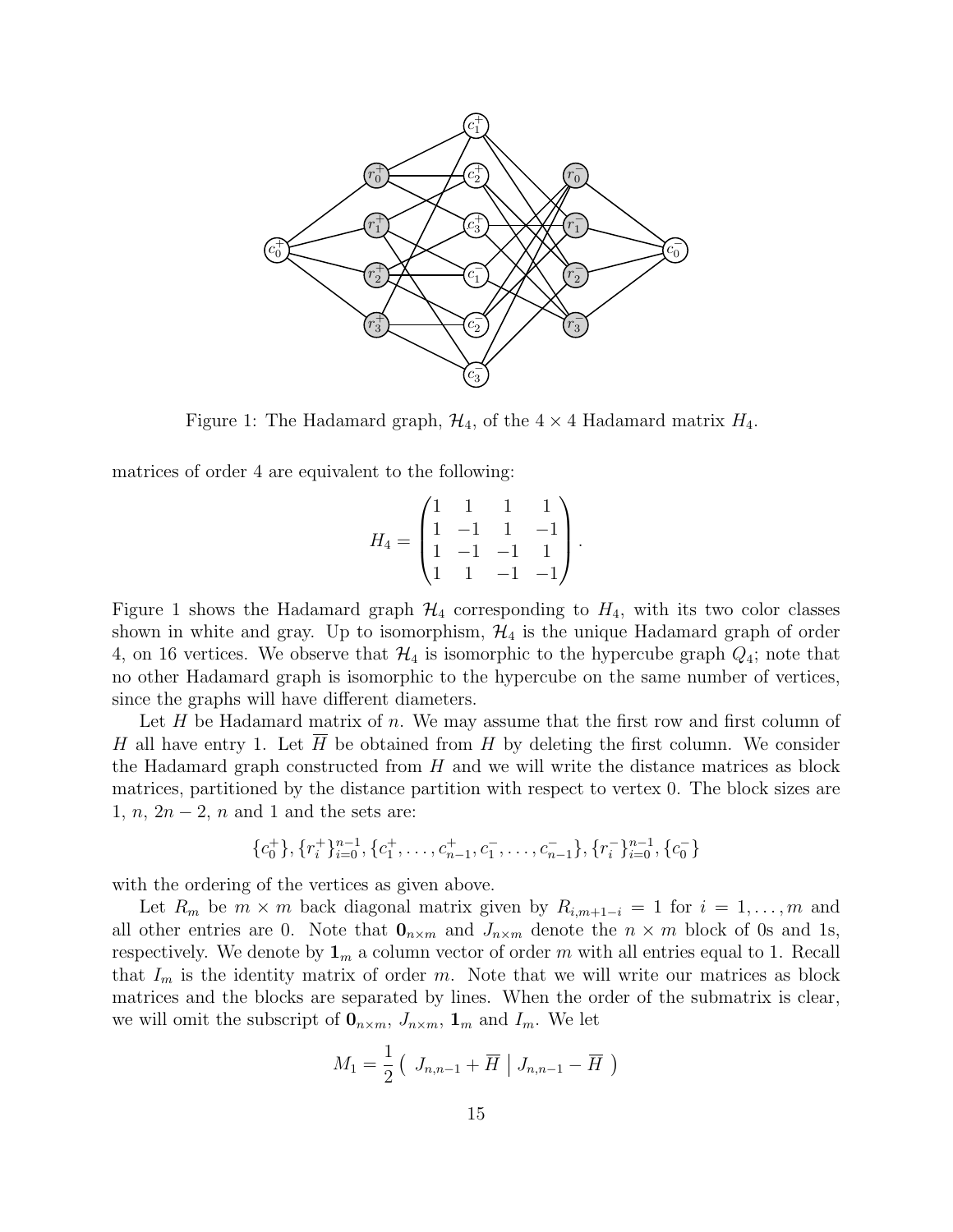Figure 1: The Hadamard graph, $\mathcal{H}_4$, of the $4 \times 4$ Hadamard matrix $H_4$.

matrices of order 4 are equivalent to the following:

$$H_4 = \begin{pmatrix} 1 & 1 & 1 & 1 \\ 1 & -1 & 1 & -1 \\ 1 & -1 & -1 & 1 \\ 1 & 1 & -1 & -1 \end{pmatrix}.$$

Figure 1 shows the Hadamard graph $\mathcal{H}_4$ corresponding to $H_4$, with its two color classes shown in white and gray. Up to isomorphism, $\mathcal{H}_4$ is the unique Hadamard graph of order 4, on 16 vertices. We observe that $\mathcal{H}_4$ is isomorphic to the hypercube graph $Q_4$; note that no other Hadamard graph is isomorphic to the hypercube on the same number of vertices, since the graphs will have different diameters.

Let $H$ be Hadamard matrix of $n$. We may assume that the first row and first column of $H$ all have entry 1. Let $\overline{H}$ be obtained from $H$ by deleting the first column. We consider the Hadamard graph constructed from $H$ and we will write the distance matrices as block matrices, partitioned by the distance partition with respect to vertex 0. The block sizes are $1$, $n$, $2n-2$, $n$ and $1$ and the sets are:

$$\{c_0^+\}, \{r_i^+\}_{i=0}^{n-1}, \{c_1^+, \ldots, c_{n-1}^+, c_1^-, \ldots, c_{n-1}^-\}, \{r_i^-\}_{i=0}^{n-1}, \{c_0^-\}$$

with the ordering of the vertices as given above.

Let $R_m$ be $m \times m$ back diagonal matrix given by $R_{i,m+1-i} = 1$ for $i = 1, \ldots, m$ and all other entries are 0. Note that $\mathbf{0}_{n\times m}$ and $J_{n\times m}$ denote the $n \times m$ block of 0s and 1s, respectively. We denote by $\mathbf{1}_m$ a column vector of order $m$ with all entries equal to 1. Recall that $I_m$ is the identity matrix of order $m$. Note that we will write our matrices as block matrices and the blocks are separated by lines. When the order of the submatrix is clear, we will omit the subscript of $\mathbf{0}_{n\times m}$, $J_{n\times m}$, $\mathbf{1}_m$ and $I_m$. We let

$$M_1 = \frac{1}{2}\left( \begin{array}{c|c} J_{n,n-1} + \overline{H} & J_{n,n-1} - \overline{H} \end{array} \right)$$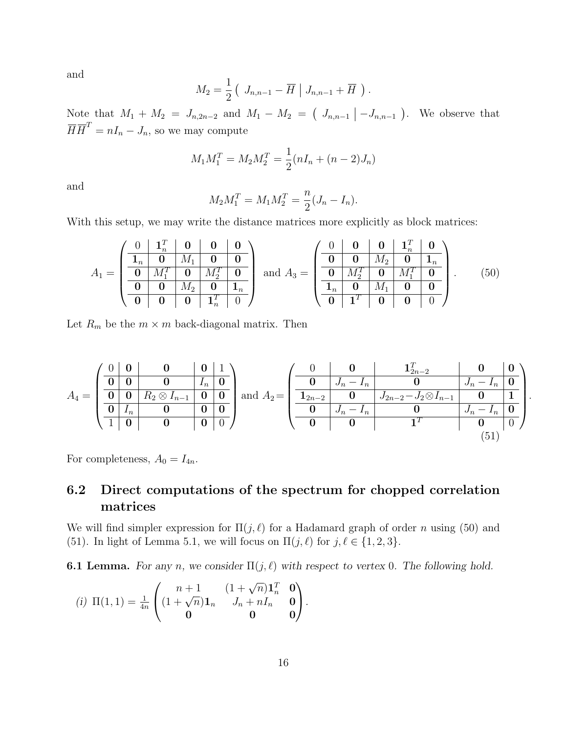and

$$M_2 = \frac{1}{2} \left( \begin{array}{c|c} J_{n,n-1} - \overline{H} & J_{n,n-1} + \overline{H} \end{array} \right).$$

Note that $M_1 + M_2 = J_{n,2n-2}$ and $M_1 - M_2 = \left( \begin{array}{c|c} J_{n,n-1} & -J_{n,n-1} \end{array} \right)$. We observe that $\overline{H}\,\overline{H}^T = nI_n - J_n$, so we may compute

$$M_1 M_1^T = M_2 M_2^T = \frac{1}{2}(nI_n + (n-2)J_n)$$

and

$$M_2 M_1^T = M_1 M_2^T = \frac{n}{2}(J_n - I_n).$$

With this setup, we may write the distance matrices more explicitly as block matrices:

$$A_1 = \left( \begin{array}{c|c|c|c|c} 0 & \mathbf{1}_n^T & \mathbf{0} & \mathbf{0} & \mathbf{0} \\ \hline \mathbf{1}_n & \mathbf{0} & M_1 & \mathbf{0} & \mathbf{0} \\ \hline \mathbf{0} & M_1^T & \mathbf{0} & M_2^T & \mathbf{0} \\ \hline \mathbf{0} & \mathbf{0} & M_2 & \mathbf{0} & \mathbf{1}_n \\ \hline \mathbf{0} & \mathbf{0} & \mathbf{0} & \mathbf{1}_n^T & 0 \end{array} \right) \text{ and } A_3 = \left( \begin{array}{c|c|c|c|c} 0 & \mathbf{0} & \mathbf{0} & \mathbf{1}_n^T & \mathbf{0} \\ \hline \mathbf{0} & \mathbf{0} & M_2 & \mathbf{0} & \mathbf{1}_n \\ \hline \mathbf{0} & M_2^T & \mathbf{0} & M_1^T & \mathbf{0} \\ \hline \mathbf{1}_n & \mathbf{0} & M_1 & \mathbf{0} & \mathbf{0} \\ \hline \mathbf{0} & \mathbf{1}^T & \mathbf{0} & \mathbf{0} & 0 \end{array} \right). \tag{50}$$

Let $R_m$ be the $m \times m$ back-diagonal matrix. Then

$$A_4 = \left( \begin{array}{c|c|c|c|c} 0 & \mathbf{0} & \mathbf{0} & \mathbf{0} & 1 \\ \hline \mathbf{0} & \mathbf{0} & \mathbf{0} & I_n & \mathbf{0} \\ \hline \mathbf{0} & \mathbf{0} & R_2 \otimes I_{n-1} & \mathbf{0} & \mathbf{0} \\ \hline \mathbf{0} & I_n & \mathbf{0} & \mathbf{0} & \mathbf{0} \\ \hline 1 & \mathbf{0} & \mathbf{0} & \mathbf{0} & 0 \end{array} \right) \text{ and } A_2 = \left( \begin{array}{c|c|c|c|c} 0 & \mathbf{0} & \mathbf{1}_{2n-2}^T & \mathbf{0} & \mathbf{0} \\ \hline \mathbf{0} & J_n - I_n & \mathbf{0} & J_n - I_n & \mathbf{0} \\ \hline \mathbf{1}_{2n-2} & \mathbf{0} & J_{2n-2} - J_2 \otimes I_{n-1} & \mathbf{0} & \mathbf{1} \\ \hline \mathbf{0} & J_n - I_n & \mathbf{0} & J_n - I_n & \mathbf{0} \\ \hline \mathbf{0} & \mathbf{0} & \mathbf{1}^T & \mathbf{0} & 0 \end{array} \right). \tag{51}$$

For completeness, $A_0 = I_{4n}$.

## 6.2 Direct computations of the spectrum for chopped correlation matrices

We will find simpler expression for $\Pi(j, \ell)$ for a Hadamard graph of order $n$ using (50) and (51). In light of Lemma 5.1, we will focus on $\Pi(j, \ell)$ for $j, \ell \in \{1, 2, 3\}$.

**6.1 Lemma.** *For any $n$, we consider $\Pi(j, \ell)$ with respect to vertex 0. The following hold.*

*(i)* $\Pi(1,1) = \frac{1}{4n} \begin{pmatrix} n+1 & (1+\sqrt{n})\mathbf{1}_n^T & \mathbf{0} \\ (1+\sqrt{n})\mathbf{1}_n & J_n + nI_n & \mathbf{0} \\ \mathbf{0} & \mathbf{0} & \mathbf{0} \end{pmatrix}.$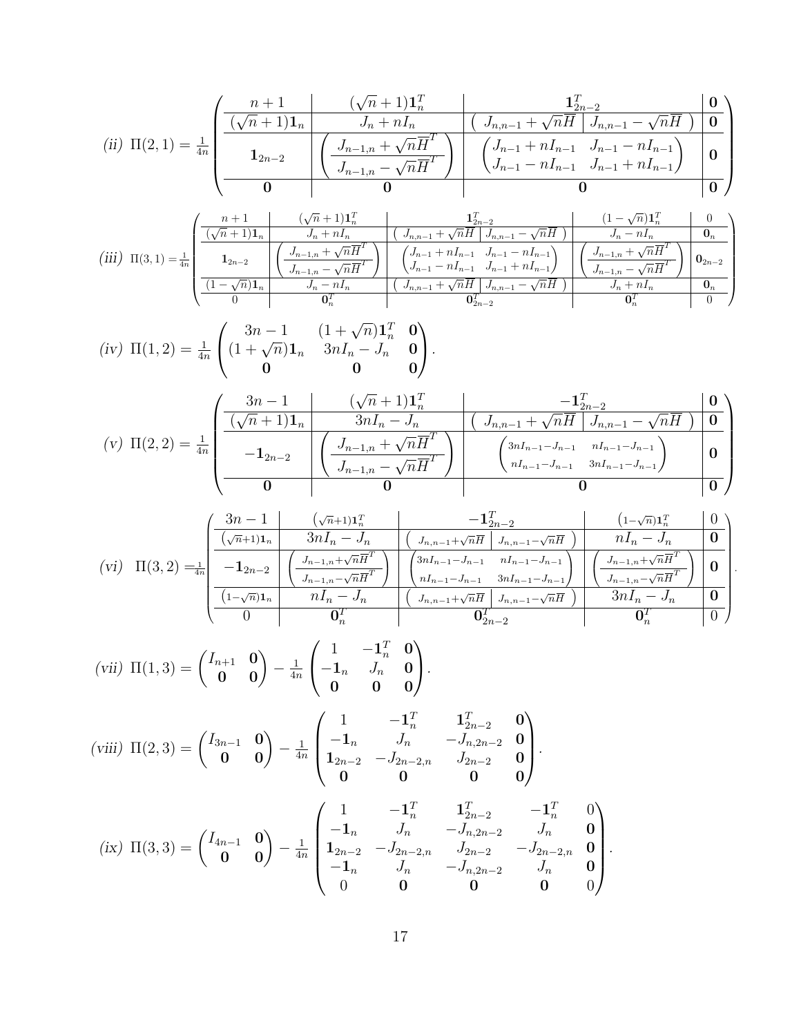*(ii)* $\Pi(2,1) = \frac{1}{4n}\left(\begin{array}{c|c|c|c} n+1 & (\sqrt{n}+1)\mathbf{1}_n^T & \mathbf{1}_{2n-2}^T & \mathbf{0} \\ \hline (\sqrt{n}+1)\mathbf{1}_n & J_n + nI_n & \left(\begin{array}{c|c} J_{n,n-1}+\sqrt{n}\overline{H} & J_{n,n-1}-\sqrt{n}\overline{H}\end{array}\right) & \mathbf{0} \\ \hline \mathbf{1}_{2n-2} & \left(\begin{array}{c} J_{n-1,n}+\sqrt{n}\overline{H}^T \\ \hline J_{n-1,n}-\sqrt{n}\overline{H}^T \end{array}\right) & \begin{pmatrix} J_{n-1}+nI_{n-1} & J_{n-1}-nI_{n-1} \\ J_{n-1}-nI_{n-1} & J_{n-1}+nI_{n-1}\end{pmatrix} & \mathbf{0} \\ \hline \mathbf{0} & \mathbf{0} & \mathbf{0} & \mathbf{0} \end{array}\right)$

*(iii)* $\Pi(3,1) = \frac{1}{4n}\left(\begin{array}{c|c|c|c|c} n+1 & (\sqrt{n}+1)\mathbf{1}_n^T & \mathbf{1}_{2n-2}^T & (1-\sqrt{n})\mathbf{1}_n^T & 0 \\ \hline (\sqrt{n}+1)\mathbf{1}_n & J_n + nI_n & \left(\begin{array}{c|c} J_{n,n-1}+\sqrt{n}\overline{H} & J_{n,n-1}-\sqrt{n}\overline{H}\end{array}\right) & J_n - nI_n & \mathbf{0}_n \\ \hline \mathbf{1}_{2n-2} & \left(\begin{array}{c} J_{n-1,n}+\sqrt{n}\overline{H}^T \\ \hline J_{n-1,n}-\sqrt{n}\overline{H}^T \end{array}\right) & \begin{pmatrix} J_{n-1}+nI_{n-1} & J_{n-1}-nI_{n-1} \\ J_{n-1}-nI_{n-1} & J_{n-1}+nI_{n-1}\end{pmatrix} & \left(\begin{array}{c} J_{n-1,n}+\sqrt{n}\overline{H}^T \\ \hline J_{n-1,n}-\sqrt{n}\overline{H}^T \end{array}\right) & \mathbf{0}_{2n-2} \\ \hline (1-\sqrt{n})\mathbf{1}_n & J_n - nI_n & \left(\begin{array}{c|c} J_{n,n-1}+\sqrt{n}\overline{H} & J_{n,n-1}-\sqrt{n}\overline{H}\end{array}\right) & J_n + nI_n & \mathbf{0}_n \\ \hline 0 & \mathbf{0}_n^T & \mathbf{0}_{2n-2}^T & \mathbf{0}_n^T & 0 \end{array}\right)$

*(iv)* $\Pi(1,2) = \frac{1}{4n}\begin{pmatrix} 3n-1 & (1+\sqrt{n})\mathbf{1}_n^T & \mathbf{0} \\ (1+\sqrt{n})\mathbf{1}_n & 3nI_n - J_n & \mathbf{0} \\ \mathbf{0} & \mathbf{0} & \mathbf{0} \end{pmatrix}.$

*(v)* $\Pi(2,2) = \frac{1}{4n}\left(\begin{array}{c|c|c|c} 3n-1 & (\sqrt{n}+1)\mathbf{1}_n^T & -\mathbf{1}_{2n-2}^T & \mathbf{0} \\ \hline (\sqrt{n}+1)\mathbf{1}_n & 3nI_n - J_n & \left(\begin{array}{c|c} J_{n,n-1}+\sqrt{n}\overline{H} & J_{n,n-1}-\sqrt{n}\overline{H}\end{array}\right) & \mathbf{0} \\ \hline -\mathbf{1}_{2n-2} & \left(\begin{array}{c} J_{n-1,n}+\sqrt{n}\overline{H}^T \\ \hline J_{n-1,n}-\sqrt{n}\overline{H}^T \end{array}\right) & \begin{pmatrix} 3nI_{n-1}-J_{n-1} & nI_{n-1}-J_{n-1} \\ nI_{n-1}-J_{n-1} & 3nI_{n-1}-J_{n-1}\end{pmatrix} & \mathbf{0} \\ \hline \mathbf{0} & \mathbf{0} & \mathbf{0} & \mathbf{0} \end{array}\right)$

*(vi)* $\Pi(3,2) = \frac{1}{4n}\left(\begin{array}{c|c|c|c|c} 3n-1 & (\sqrt{n}+1)\mathbf{1}_n^T & -\mathbf{1}_{2n-2}^T & (1-\sqrt{n})\mathbf{1}_n^T & 0 \\ \hline (\sqrt{n}+1)\mathbf{1}_n & 3nI_n - J_n & \left(\begin{array}{c|c} J_{n,n-1}+\sqrt{n}\overline{H} & J_{n,n-1}-\sqrt{n}\overline{H}\end{array}\right) & nI_n - J_n & \mathbf{0} \\ \hline -\mathbf{1}_{2n-2} & \left(\begin{array}{c} J_{n-1,n}+\sqrt{n}\overline{H}^T \\ \hline J_{n-1,n}-\sqrt{n}\overline{H}^T \end{array}\right) & \begin{pmatrix} 3nI_{n-1}-J_{n-1} & nI_{n-1}-J_{n-1} \\ nI_{n-1}-J_{n-1} & 3nI_{n-1}-J_{n-1}\end{pmatrix} & \left(\begin{array}{c} J_{n-1,n}+\sqrt{n}\overline{H}^T \\ \hline J_{n-1,n}-\sqrt{n}\overline{H}^T \end{array}\right) & \mathbf{0} \\ \hline (1-\sqrt{n})\mathbf{1}_n & nI_n - J_n & \left(\begin{array}{c|c} J_{n,n-1}+\sqrt{n}\overline{H} & J_{n,n-1}-\sqrt{n}\overline{H}\end{array}\right) & 3nI_n - J_n & \mathbf{0} \\ \hline 0 & \mathbf{0}_n^T & \mathbf{0}_{2n-2}^T & \mathbf{0}_n^T & 0 \end{array}\right).$

*(vii)* $\Pi(1,3) = \begin{pmatrix} I_{n+1} & \mathbf{0} \\ \mathbf{0} & \mathbf{0} \end{pmatrix} - \frac{1}{4n}\begin{pmatrix} 1 & -\mathbf{1}_n^T & \mathbf{0} \\ -\mathbf{1}_n & J_n & \mathbf{0} \\ \mathbf{0} & \mathbf{0} & \mathbf{0} \end{pmatrix}.$

*(viii)* $\Pi(2,3) = \begin{pmatrix} I_{3n-1} & \mathbf{0} \\ \mathbf{0} & \mathbf{0} \end{pmatrix} - \frac{1}{4n}\begin{pmatrix} 1 & -\mathbf{1}_n^T & \mathbf{1}_{2n-2}^T & \mathbf{0} \\ -\mathbf{1}_n & J_n & -J_{n,2n-2} & \mathbf{0} \\ \mathbf{1}_{2n-2} & -J_{2n-2,n} & J_{2n-2} & \mathbf{0} \\ \mathbf{0} & \mathbf{0} & \mathbf{0} & \mathbf{0} \end{pmatrix}.$

*(ix)* $\Pi(3,3) = \begin{pmatrix} I_{4n-1} & \mathbf{0} \\ \mathbf{0} & \mathbf{0} \end{pmatrix} - \frac{1}{4n}\begin{pmatrix} 1 & -\mathbf{1}_n^T & \mathbf{1}_{2n-2}^T & -\mathbf{1}_n^T & 0 \\ -\mathbf{1}_n & J_n & -J_{n,2n-2} & J_n & \mathbf{0} \\ \mathbf{1}_{2n-2} & -J_{2n-2,n} & J_{2n-2} & -J_{2n-2,n} & \mathbf{0} \\ -\mathbf{1}_n & J_n & -J_{n,2n-2} & J_n & \mathbf{0} \\ 0 & \mathbf{0} & \mathbf{0} & \mathbf{0} & 0 \end{pmatrix}.$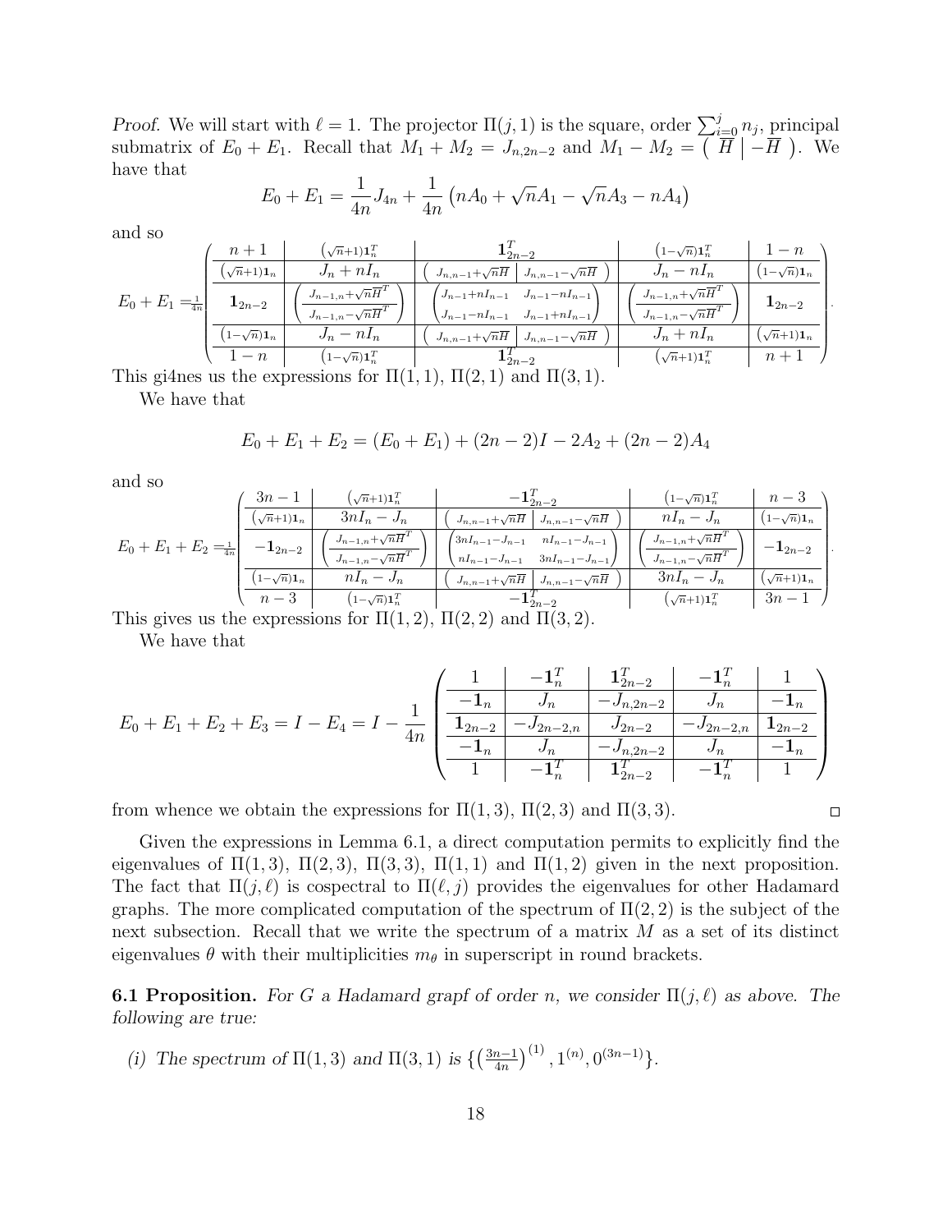*Proof.* We will start with $\ell = 1$. The projector $\Pi(j,1)$ is the square, order $\sum_{i=0}^{j} n_j$, principal submatrix of $E_0 + E_1$. Recall that $M_1 + M_2 = J_{n,2n-2}$ and $M_1 - M_2 = \left( \begin{array}{c|c} \overline{H} & -\overline{H} \end{array} \right)$. We have that

$$E_0 + E_1 = \frac{1}{4n} J_{4n} + \frac{1}{4n}\left(nA_0 + \sqrt{n}A_1 - \sqrt{n}A_3 - nA_4\right)$$

and so

$$E_0+E_1 = \frac{1}{4n}\left(\begin{array}{c|c|c|c|c}
n+1 & (\sqrt{n}+1)\mathbf{1}_n^T & \mathbf{1}_{2n-2}^T & (1-\sqrt{n})\mathbf{1}_n^T & 1-n \\ \hline
(\sqrt{n}+1)\mathbf{1}_n & J_n + nI_n & \left( \begin{array}{c|c} J_{n,n-1}+\sqrt{n}\overline{H} & J_{n,n-1}-\sqrt{n}\overline{H} \end{array}\right) & J_n - nI_n & (1-\sqrt{n})\mathbf{1}_n \\ \hline
\mathbf{1}_{2n-2} & \left(\begin{array}{c} J_{n-1,n}+\sqrt{n}\overline{H}^T \\ \hline J_{n-1,n}-\sqrt{n}\overline{H}^T \end{array}\right) & \begin{pmatrix} J_{n-1}+nI_{n-1} & J_{n-1}-nI_{n-1} \\ J_{n-1}-nI_{n-1} & J_{n-1}+nI_{n-1} \end{pmatrix} & \left(\begin{array}{c} J_{n-1,n}+\sqrt{n}\overline{H}^T \\ \hline J_{n-1,n}-\sqrt{n}\overline{H}^T \end{array}\right) & \mathbf{1}_{2n-2} \\ \hline
(1-\sqrt{n})\mathbf{1}_n & J_n - nI_n & \left( \begin{array}{c|c} J_{n,n-1}+\sqrt{n}\overline{H} & J_{n,n-1}-\sqrt{n}\overline{H} \end{array}\right) & J_n + nI_n & (\sqrt{n}+1)\mathbf{1}_n \\ \hline
1-n & (1-\sqrt{n})\mathbf{1}_n^T & \mathbf{1}_{2n-2}^T & (\sqrt{n}+1)\mathbf{1}_n^T & n+1
\end{array}\right).$$

This gi4nes us the expressions for $\Pi(1,1)$, $\Pi(2,1)$ and $\Pi(3,1)$.

We have that

$$E_0 + E_1 + E_2 = (E_0 + E_1) + (2n-2)I - 2A_2 + (2n-2)A_4$$

and so

$$E_0+E_1+E_2 = \frac{1}{4n}\left(\begin{array}{c|c|c|c|c}
3n-1 & (\sqrt{n}+1)\mathbf{1}_n^T & -\mathbf{1}_{2n-2}^T & (1-\sqrt{n})\mathbf{1}_n^T & n-3 \\ \hline
(\sqrt{n}+1)\mathbf{1}_n & 3nI_n - J_n & \left( \begin{array}{c|c} J_{n,n-1}+\sqrt{n}\overline{H} & J_{n,n-1}-\sqrt{n}\overline{H} \end{array}\right) & nI_n - J_n & (1-\sqrt{n})\mathbf{1}_n \\ \hline
-\mathbf{1}_{2n-2} & \left(\begin{array}{c} J_{n-1,n}+\sqrt{n}\overline{H}^T \\ \hline J_{n-1,n}-\sqrt{n}\overline{H}^T \end{array}\right) & \begin{pmatrix} 3nI_{n-1}-J_{n-1} & nI_{n-1}-J_{n-1} \\ nI_{n-1}-J_{n-1} & 3nI_{n-1}-J_{n-1} \end{pmatrix} & \left(\begin{array}{c} J_{n-1,n}+\sqrt{n}\overline{H}^T \\ \hline J_{n-1,n}-\sqrt{n}\overline{H}^T \end{array}\right) & -\mathbf{1}_{2n-2} \\ \hline
(1-\sqrt{n})\mathbf{1}_n & nI_n - J_n & \left( \begin{array}{c|c} J_{n,n-1}+\sqrt{n}\overline{H} & J_{n,n-1}-\sqrt{n}\overline{H} \end{array}\right) & 3nI_n - J_n & (\sqrt{n}+1)\mathbf{1}_n \\ \hline
n-3 & (1-\sqrt{n})\mathbf{1}_n^T & -\mathbf{1}_{2n-2}^T & (\sqrt{n}+1)\mathbf{1}_n^T & 3n-1
\end{array}\right).$$

This gives us the expressions for $\Pi(1,2)$, $\Pi(2,2)$ and $\Pi(3,2)$.

We have that

$$E_0+E_1+E_2+E_3 = I - E_4 = I - \frac{1}{4n}\left(\begin{array}{c|c|c|c|c}
1 & -\mathbf{1}_n^T & \mathbf{1}_{2n-2}^T & -\mathbf{1}_n^T & 1 \\ \hline
-\mathbf{1}_n & J_n & -J_{n,2n-2} & J_n & -\mathbf{1}_n \\ \hline
\mathbf{1}_{2n-2} & -J_{2n-2,n} & J_{2n-2} & -J_{2n-2,n} & \mathbf{1}_{2n-2} \\ \hline
-\mathbf{1}_n & J_n & -J_{n,2n-2} & J_n & -\mathbf{1}_n \\ \hline
1 & -\mathbf{1}_n^T & \mathbf{1}_{2n-2}^T & -\mathbf{1}_n^T & 1
\end{array}\right)$$

from whence we obtain the expressions for $\Pi(1,3)$, $\Pi(2,3)$ and $\Pi(3,3)$. $\square$

Given the expressions in Lemma 6.1, a direct computation permits to explicitly find the eigenvalues of $\Pi(1,3)$, $\Pi(2,3)$, $\Pi(3,3)$, $\Pi(1,1)$ and $\Pi(1,2)$ given in the next proposition. The fact that $\Pi(j,\ell)$ is cospectral to $\Pi(\ell,j)$ provides the eigenvalues for other Hadamard graphs. The more complicated computation of the spectrum of $\Pi(2,2)$ is the subject of the next subsection. Recall that we write the spectrum of a matrix $M$ as a set of its distinct eigenvalues $\theta$ with their multiplicities $m_\theta$ in superscript in round brackets.

**6.1 Proposition.** *For $G$ a Hadamard grapf of order $n$, we consider $\Pi(j,\ell)$ as above. The following are true:*

*(i) The spectrum of $\Pi(1,3)$ and $\Pi(3,1)$ is $\{\left(\frac{3n-1}{4n}\right)^{(1)}, 1^{(n)}, 0^{(3n-1)}\}$.*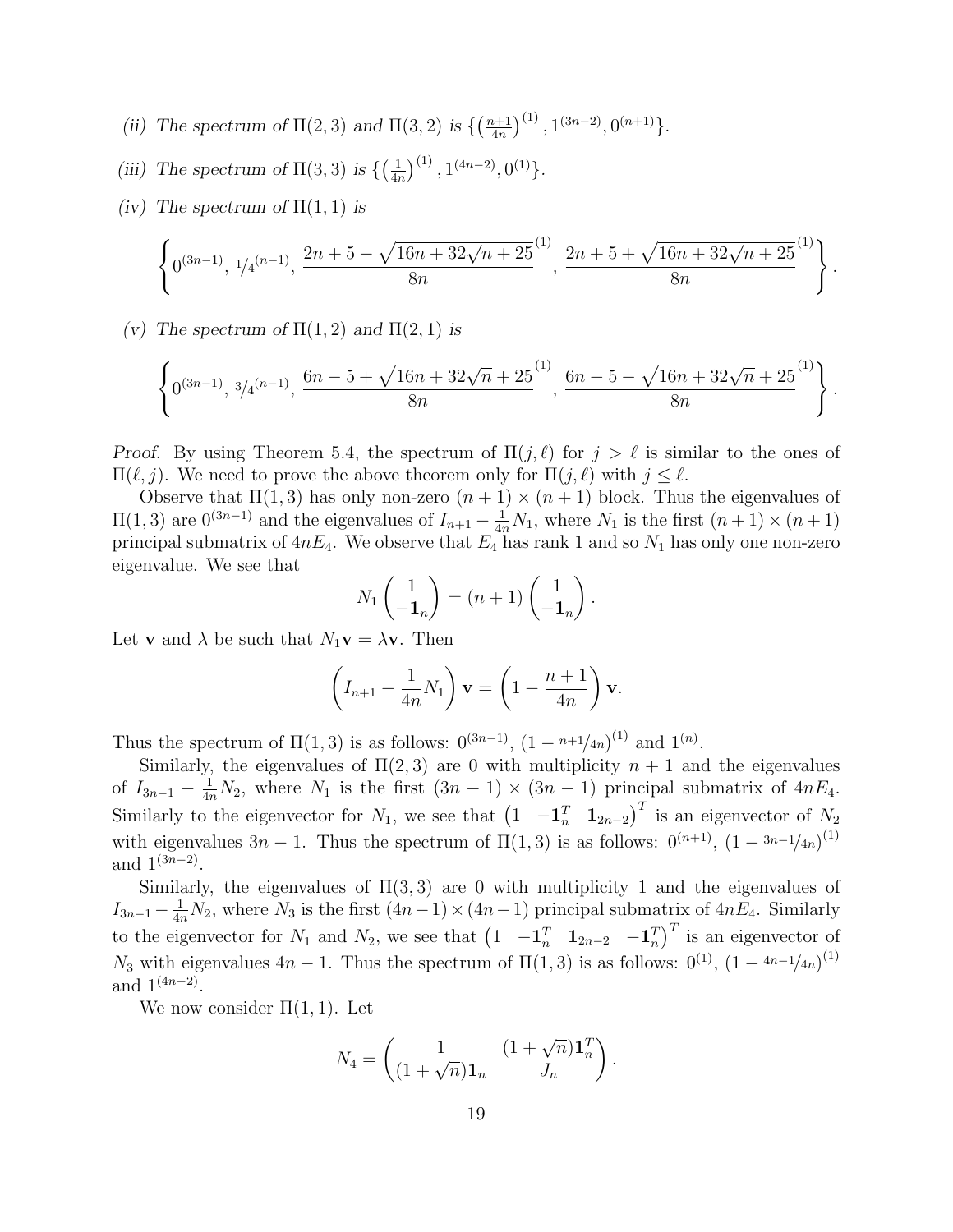*(ii) The spectrum of $\Pi(2,3)$ and $\Pi(3,2)$ is $\{\left(\frac{n+1}{4n}\right)^{(1)}, 1^{(3n-2)}, 0^{(n+1)}\}$.*

*(iii) The spectrum of $\Pi(3,3)$ is $\{\left(\frac{1}{4n}\right)^{(1)}, 1^{(4n-2)}, 0^{(1)}\}$.*

*(iv) The spectrum of $\Pi(1,1)$ is*

$$\left\{0^{(3n-1)},\ {}^{1}\!/_{4}{}^{(n-1)},\ \frac{2n+5-\sqrt{16n+32\sqrt{n}+25}}{8n}^{(1)},\ \frac{2n+5+\sqrt{16n+32\sqrt{n}+25}}{8n}^{(1)}\right\}.$$

*(v) The spectrum of $\Pi(1,2)$ and $\Pi(2,1)$ is*

$$\left\{0^{(3n-1)},\ {}^{3}\!/_{4}{}^{(n-1)},\ \frac{6n-5+\sqrt{16n+32\sqrt{n}+25}}{8n}^{(1)},\ \frac{6n-5-\sqrt{16n+32\sqrt{n}+25}}{8n}^{(1)}\right\}.$$

*Proof.* By using Theorem 5.4, the spectrum of $\Pi(j,\ell)$ for $j>\ell$ is similar to the ones of $\Pi(\ell,j)$. We need to prove the above theorem only for $\Pi(j,\ell)$ with $j\le\ell$.

Observe that $\Pi(1,3)$ has only non-zero $(n+1)\times(n+1)$ block. Thus the eigenvalues of $\Pi(1,3)$ are $0^{(3n-1)}$ and the eigenvalues of $I_{n+1}-\frac{1}{4n}N_1$, where $N_1$ is the first $(n+1)\times(n+1)$ principal submatrix of $4nE_4$. We observe that $E_4$ has rank 1 and so $N_1$ has only one non-zero eigenvalue. We see that

$$N_1\begin{pmatrix}1\\ -\mathbf{1}_n\end{pmatrix}=(n+1)\begin{pmatrix}1\\ -\mathbf{1}_n\end{pmatrix}.$$

Let $\mathbf{v}$ and $\lambda$ be such that $N_1\mathbf{v}=\lambda\mathbf{v}$. Then

$$\left(I_{n+1}-\frac{1}{4n}N_1\right)\mathbf{v}=\left(1-\frac{n+1}{4n}\right)\mathbf{v}.$$

Thus the spectrum of $\Pi(1,3)$ is as follows: $0^{(3n-1)}$, $\left(1-{}^{n+1}\!/_{4n}\right)^{(1)}$ and $1^{(n)}$.

Similarly, the eigenvalues of $\Pi(2,3)$ are 0 with multiplicity $n+1$ and the eigenvalues of $I_{3n-1}-\frac{1}{4n}N_2$, where $N_1$ is the first $(3n-1)\times(3n-1)$ principal submatrix of $4nE_4$. Similarly to the eigenvector for $N_1$, we see that $\begin{pmatrix}1 & -\mathbf{1}_n^T & \mathbf{1}_{2n-2}\end{pmatrix}^T$ is an eigenvector of $N_2$ with eigenvalues $3n-1$. Thus the spectrum of $\Pi(1,3)$ is as follows: $0^{(n+1)}$, $\left(1-{}^{3n-1}\!/_{4n}\right)^{(1)}$ and $1^{(3n-2)}$.

Similarly, the eigenvalues of $\Pi(3,3)$ are 0 with multiplicity 1 and the eigenvalues of $I_{3n-1}-\frac{1}{4n}N_2$, where $N_3$ is the first $(4n-1)\times(4n-1)$ principal submatrix of $4nE_4$. Similarly to the eigenvector for $N_1$ and $N_2$, we see that $\begin{pmatrix}1 & -\mathbf{1}_n^T & \mathbf{1}_{2n-2} & -\mathbf{1}_n^T\end{pmatrix}^T$ is an eigenvector of $N_3$ with eigenvalues $4n-1$. Thus the spectrum of $\Pi(1,3)$ is as follows: $0^{(1)}$, $\left(1-{}^{4n-1}\!/_{4n}\right)^{(1)}$ and $1^{(4n-2)}$.

We now consider $\Pi(1,1)$. Let

$$N_4=\begin{pmatrix}1 & (1+\sqrt{n})\mathbf{1}_n^T\\ (1+\sqrt{n})\mathbf{1}_n & J_n\end{pmatrix}.$$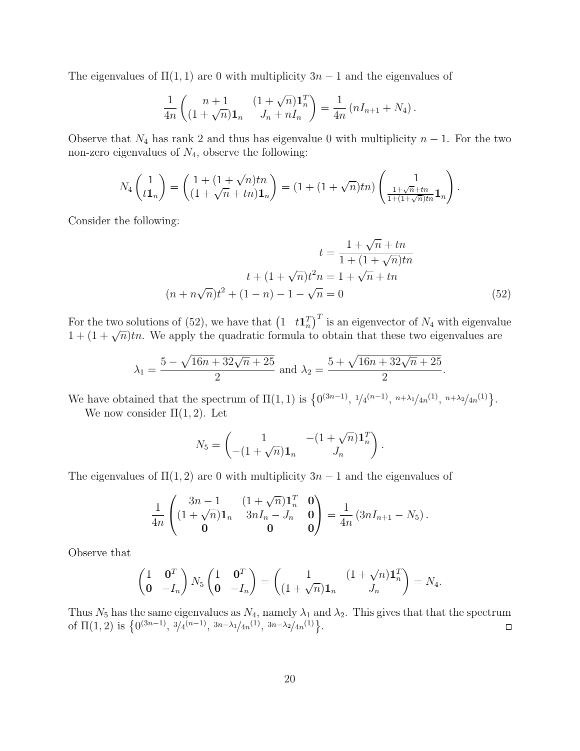The eigenvalues of $\Pi(1,1)$ are 0 with multiplicity $3n-1$ and the eigenvalues of

$$\frac{1}{4n}\begin{pmatrix} n+1 & (1+\sqrt{n})\mathbf{1}_n^T \\ (1+\sqrt{n})\mathbf{1}_n & J_n + nI_n \end{pmatrix} = \frac{1}{4n}\left(nI_{n+1} + N_4\right).$$

Observe that $N_4$ has rank 2 and thus has eigenvalue 0 with multiplicity $n-1$. For the two non-zero eigenvalues of $N_4$, observe the following:

$$N_4 \begin{pmatrix} 1 \\ t\mathbf{1}_n \end{pmatrix} = \begin{pmatrix} 1 + (1+\sqrt{n})tn \\ (1+\sqrt{n}+tn)\mathbf{1}_n \end{pmatrix} = (1 + (1+\sqrt{n})tn)\begin{pmatrix} 1 \\ \frac{1+\sqrt{n}+tn}{1+(1+\sqrt{n})tn}\mathbf{1}_n \end{pmatrix}.$$

Consider the following:

$$\begin{aligned} t &= \frac{1+\sqrt{n}+tn}{1+(1+\sqrt{n})tn} \\ t + (1+\sqrt{n})t^2 n &= 1 + \sqrt{n} + tn \\ (n + n\sqrt{n})t^2 + (1-n) - 1 - \sqrt{n} &= 0 \end{aligned} \tag{52}$$

For the two solutions of (52), we have that $\begin{pmatrix} 1 & t\mathbf{1}_n^T \end{pmatrix}^T$ is an eigenvector of $N_4$ with eigenvalue $1 + (1+\sqrt{n})tn$. We apply the quadratic formula to obtain that these two eigenvalues are

$$\lambda_1 = \frac{5 - \sqrt{16n + 32\sqrt{n} + 25}}{2} \text{ and } \lambda_2 = \frac{5 + \sqrt{16n + 32\sqrt{n} + 25}}{2}.$$

We have obtained that the spectrum of $\Pi(1,1)$ is $\left\{0^{(3n-1)},\ {}^{1}\!/_{4}{}^{(n-1)},\ {}^{n+\lambda_1}\!/_{4n}{}^{(1)},\ {}^{n+\lambda_2}\!/_{4n}{}^{(1)}\right\}$.

We now consider $\Pi(1,2)$. Let

$$N_5 = \begin{pmatrix} 1 & -(1+\sqrt{n})\mathbf{1}_n^T \\ -(1+\sqrt{n})\mathbf{1}_n & J_n \end{pmatrix}.$$

The eigenvalues of $\Pi(1,2)$ are 0 with multiplicity $3n-1$ and the eigenvalues of

$$\frac{1}{4n}\begin{pmatrix} 3n-1 & (1+\sqrt{n})\mathbf{1}_n^T & \mathbf{0} \\ (1+\sqrt{n})\mathbf{1}_n & 3nI_n - J_n & \mathbf{0} \\ \mathbf{0} & \mathbf{0} & \mathbf{0} \end{pmatrix} = \frac{1}{4n}\left(3nI_{n+1} - N_5\right).$$

Observe that

$$\begin{pmatrix} 1 & \mathbf{0}^T \\ \mathbf{0} & -I_n \end{pmatrix} N_5 \begin{pmatrix} 1 & \mathbf{0}^T \\ \mathbf{0} & -I_n \end{pmatrix} = \begin{pmatrix} 1 & (1+\sqrt{n})\mathbf{1}_n^T \\ (1+\sqrt{n})\mathbf{1}_n & J_n \end{pmatrix} = N_4.$$

Thus $N_5$ has the same eigenvalues as $N_4$, namely $\lambda_1$ and $\lambda_2$. This gives that that the spectrum of $\Pi(1,2)$ is $\left\{0^{(3n-1)},\ {}^{3}\!/_{4}{}^{(n-1)},\ {}^{3n-\lambda_1}\!/_{4n}{}^{(1)},\ {}^{3n-\lambda_2}\!/_{4n}{}^{(1)}\right\}$. $\square$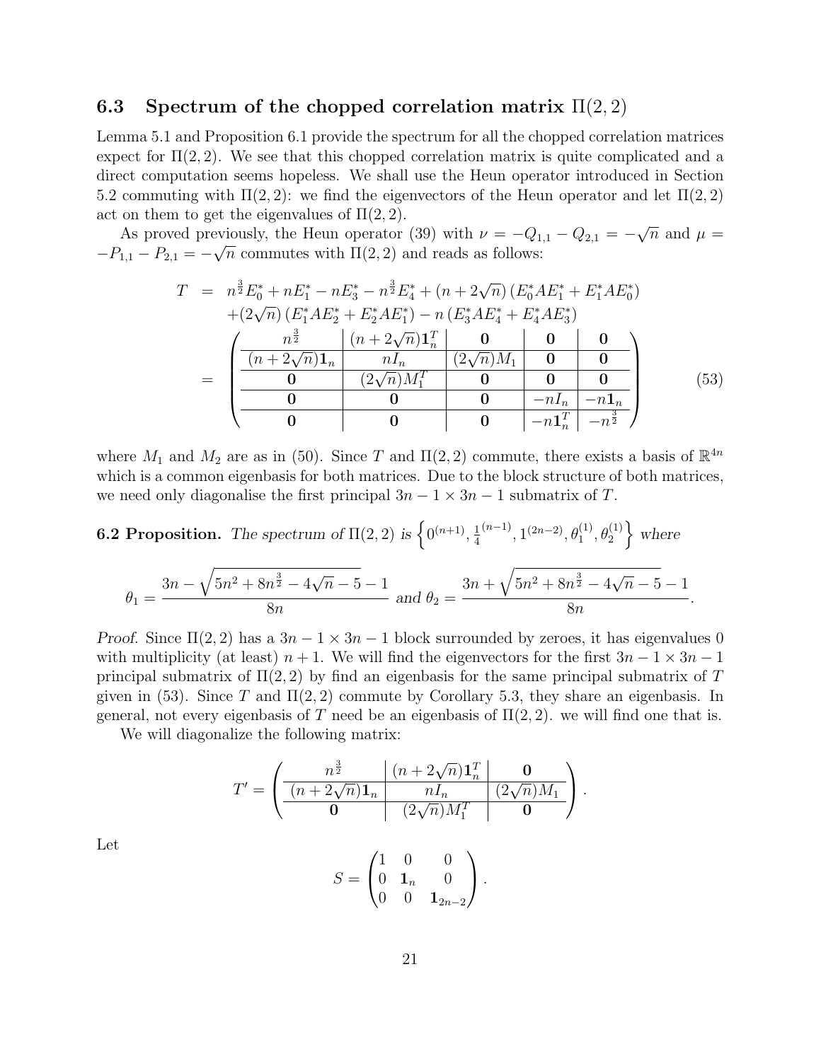### 6.3 Spectrum of the chopped correlation matrix $\Pi(2,2)$

Lemma 5.1 and Proposition 6.1 provide the spectrum for all the chopped correlation matrices expect for $\Pi(2,2)$. We see that this chopped correlation matrix is quite complicated and a direct computation seems hopeless. We shall use the Heun operator introduced in Section 5.2 commuting with $\Pi(2,2)$: we find the eigenvectors of the Heun operator and let $\Pi(2,2)$ act on them to get the eigenvalues of $\Pi(2,2)$.

As proved previously, the Heun operator (39) with $\nu = -Q_{1,1} - Q_{2,1} = -\sqrt{n}$ and $\mu = -P_{1,1} - P_{2,1} = -\sqrt{n}$ commutes with $\Pi(2,2)$ and reads as follows:

$$
\begin{aligned}
T &= n^{\frac{3}{2}} E_0^* + nE_1^* - nE_3^* - n^{\frac{3}{2}} E_4^* + (n + 2\sqrt{n})\,(E_0^* A E_1^* + E_1^* A E_0^*) \\
&\quad + (2\sqrt{n})\,(E_1^* A E_2^* + E_2^* A E_1^*) - n\,(E_3^* A E_4^* + E_4^* A E_3^*) \\
&= \left(\begin{array}{c|c|c|c|c}
n^{\frac{3}{2}} & (n+2\sqrt{n})\mathbf{1}_n^T & \mathbf{0} & \mathbf{0} & \mathbf{0} \\
\hline
(n+2\sqrt{n})\mathbf{1}_n & nI_n & (2\sqrt{n})M_1 & \mathbf{0} & \mathbf{0} \\
\hline
\mathbf{0} & (2\sqrt{n})M_1^T & \mathbf{0} & \mathbf{0} & \mathbf{0} \\
\hline
\mathbf{0} & \mathbf{0} & \mathbf{0} & -nI_n & -n\mathbf{1}_n \\
\hline
\mathbf{0} & \mathbf{0} & \mathbf{0} & -n\mathbf{1}_n^T & -n^{\frac{3}{2}}
\end{array}\right)
\end{aligned}
\tag{53}
$$

where $M_1$ and $M_2$ are as in (50). Since $T$ and $\Pi(2,2)$ commute, there exists a basis of $\mathbb{R}^{4n}$ which is a common eigenbasis for both matrices. Due to the block structure of both matrices, we need only diagonalise the first principal $3n-1 \times 3n-1$ submatrix of $T$.

**6.2 Proposition.** *The spectrum of* $\Pi(2,2)$ *is* $\left\{0^{(n+1)}, \frac{1}{4}^{(n-1)}, 1^{(2n-2)}, \theta_1^{(1)}, \theta_2^{(1)}\right\}$ *where*

$$
\theta_1 = \frac{3n - \sqrt{5n^2 + 8n^{\frac{3}{2}} - 4\sqrt{n} - 5} - 1}{8n} \text{ and } \theta_2 = \frac{3n + \sqrt{5n^2 + 8n^{\frac{3}{2}} - 4\sqrt{n} - 5} - 1}{8n}.
$$

*Proof.* Since $\Pi(2,2)$ has a $3n-1 \times 3n-1$ block surrounded by zeroes, it has eigenvalues 0 with multiplicity (at least) $n+1$. We will find the eigenvectors for the first $3n-1 \times 3n-1$ principal submatrix of $\Pi(2,2)$ by find an eigenbasis for the same principal submatrix of $T$ given in (53). Since $T$ and $\Pi(2,2)$ commute by Corollary 5.3, they share an eigenbasis. In general, not every eigenbasis of $T$ need be an eigenbasis of $\Pi(2,2)$. we will find one that is.

We will diagonalize the following matrix:

$$
T' = \left(\begin{array}{c|c|c}
n^{\frac{3}{2}} & (n+2\sqrt{n})\mathbf{1}_n^T & \mathbf{0} \\
\hline
(n+2\sqrt{n})\mathbf{1}_n & nI_n & (2\sqrt{n})M_1 \\
\hline
\mathbf{0} & (2\sqrt{n})M_1^T & \mathbf{0}
\end{array}\right).
$$

Let

$$
S = \begin{pmatrix} 1 & 0 & 0 \\ 0 & \mathbf{1}_n & 0 \\ 0 & 0 & \mathbf{1}_{2n-2} \end{pmatrix}.
$$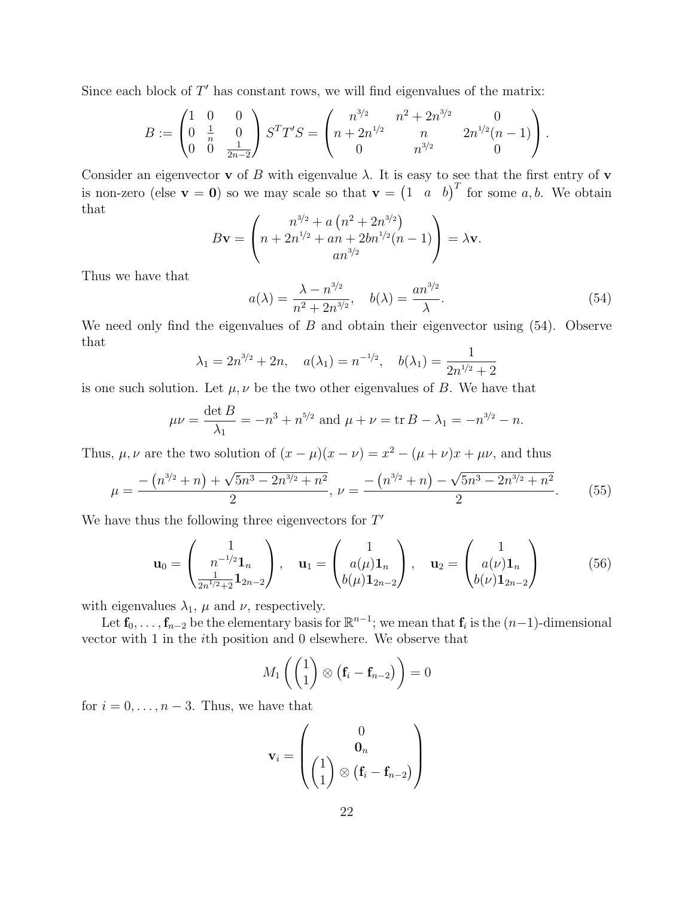Since each block of $T'$ has constant rows, we will find eigenvalues of the matrix:

$$B := \begin{pmatrix} 1 & 0 & 0 \\ 0 & \frac{1}{n} & 0 \\ 0 & 0 & \frac{1}{2n-2} \end{pmatrix} S^T T' S = \begin{pmatrix} n^{3/2} & n^2 + 2n^{3/2} & 0 \\ n + 2n^{1/2} & n & 2n^{1/2}(n-1) \\ 0 & n^{3/2} & 0 \end{pmatrix}.$$

Consider an eigenvector $\mathbf{v}$ of $B$ with eigenvalue $\lambda$. It is easy to see that the first entry of $\mathbf{v}$ is non-zero (else $\mathbf{v} = \mathbf{0}$) so we may scale so that $\mathbf{v} = \begin{pmatrix} 1 & a & b \end{pmatrix}^T$ for some $a, b$. We obtain that

$$B\mathbf{v} = \begin{pmatrix} n^{3/2} + a\left(n^2 + 2n^{3/2}\right) \\ n + 2n^{1/2} + an + 2bn^{1/2}(n-1) \\ an^{3/2} \end{pmatrix} = \lambda \mathbf{v}.$$

Thus we have that

$$a(\lambda) = \frac{\lambda - n^{3/2}}{n^2 + 2n^{3/2}}, \quad b(\lambda) = \frac{an^{3/2}}{\lambda}. \tag{54}$$

We need only find the eigenvalues of $B$ and obtain their eigenvector using (54). Observe that

$$\lambda_1 = 2n^{3/2} + 2n, \quad a(\lambda_1) = n^{-1/2}, \quad b(\lambda_1) = \frac{1}{2n^{1/2} + 2}$$

is one such solution. Let $\mu, \nu$ be the two other eigenvalues of $B$. We have that

$$\mu\nu = \frac{\det B}{\lambda_1} = -n^3 + n^{5/2} \text{ and } \mu + \nu = \operatorname{tr} B - \lambda_1 = -n^{3/2} - n.$$

Thus, $\mu, \nu$ are the two solution of $(x - \mu)(x - \nu) = x^2 - (\mu + \nu)x + \mu\nu$, and thus

$$\mu = \frac{-\left(n^{3/2} + n\right) + \sqrt{5n^3 - 2n^{3/2} + n^2}}{2}, \; \nu = \frac{-\left(n^{3/2} + n\right) - \sqrt{5n^3 - 2n^{3/2} + n^2}}{2}. \tag{55}$$

We have thus the following three eigenvectors for $T'$

$$\mathbf{u}_0 = \begin{pmatrix} 1 \\ n^{-1/2}\mathbf{1}_n \\ \frac{1}{2n^{1/2}+2}\mathbf{1}_{2n-2} \end{pmatrix}, \quad \mathbf{u}_1 = \begin{pmatrix} 1 \\ a(\mu)\mathbf{1}_n \\ b(\mu)\mathbf{1}_{2n-2} \end{pmatrix}, \quad \mathbf{u}_2 = \begin{pmatrix} 1 \\ a(\nu)\mathbf{1}_n \\ b(\nu)\mathbf{1}_{2n-2} \end{pmatrix} \tag{56}$$

with eigenvalues $\lambda_1$, $\mu$ and $\nu$, respectively.

Let $\mathbf{f}_0, \ldots, \mathbf{f}_{n-2}$ be the elementary basis for $\mathbb{R}^{n-1}$; we mean that $\mathbf{f}_i$ is the $(n-1)$-dimensional vector with 1 in the $i$th position and 0 elsewhere. We observe that

$$M_1\left(\begin{pmatrix} 1 \\ 1 \end{pmatrix} \otimes \left(\mathbf{f}_i - \mathbf{f}_{n-2}\right)\right) = 0$$

for $i = 0, \ldots, n-3$. Thus, we have that

$$\mathbf{v}_i = \begin{pmatrix} 0 \\ \mathbf{0}_n \\ \begin{pmatrix} 1 \\ 1 \end{pmatrix} \otimes \left(\mathbf{f}_i - \mathbf{f}_{n-2}\right) \end{pmatrix}$$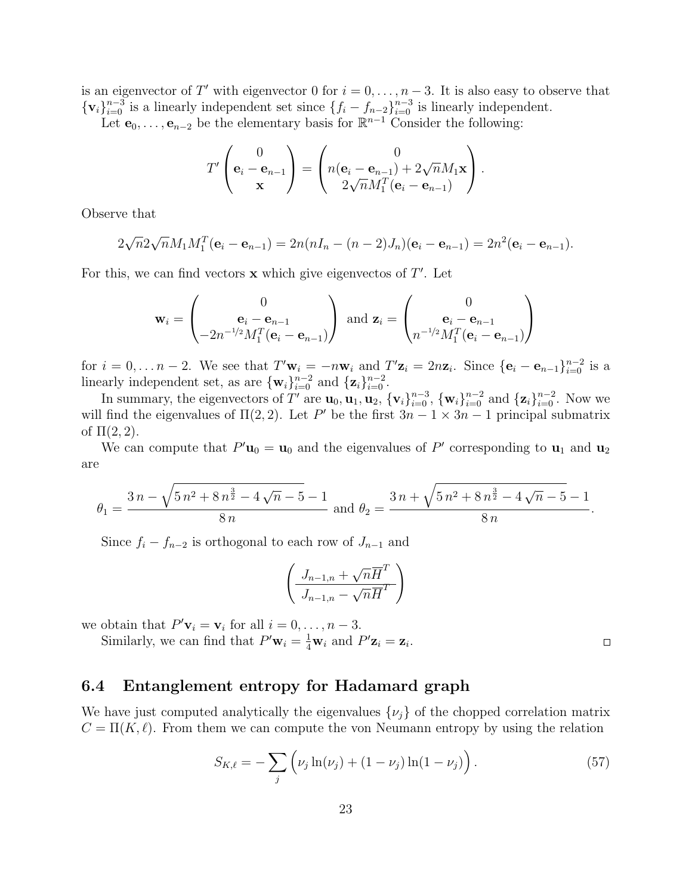is an eigenvector of $T'$ with eigenvector 0 for $i = 0, \dots, n-3$. It is also easy to observe that $\{\mathbf{v}_i\}_{i=0}^{n-3}$ is a linearly independent set since $\{f_i - f_{n-2}\}_{i=0}^{n-3}$ is linearly independent.

Let $\mathbf{e}_0, \dots, \mathbf{e}_{n-2}$ be the elementary basis for $\mathbb{R}^{n-1}$ Consider the following:

$$T' \begin{pmatrix} 0 \\ \mathbf{e}_i - \mathbf{e}_{n-1} \\ \mathbf{x} \end{pmatrix} = \begin{pmatrix} 0 \\ n(\mathbf{e}_i - \mathbf{e}_{n-1}) + 2\sqrt{n} M_1 \mathbf{x} \\ 2\sqrt{n} M_1^T (\mathbf{e}_i - \mathbf{e}_{n-1}) \end{pmatrix}.$$

Observe that

$$2\sqrt{n} 2\sqrt{n} M_1 M_1^T (\mathbf{e}_i - \mathbf{e}_{n-1}) = 2n(nI_n - (n-2)J_n)(\mathbf{e}_i - \mathbf{e}_{n-1}) = 2n^2(\mathbf{e}_i - \mathbf{e}_{n-1}).$$

For this, we can find vectors $\mathbf{x}$ which give eigenvectos of $T'$. Let

$$\mathbf{w}_i = \begin{pmatrix} 0 \\ \mathbf{e}_i - \mathbf{e}_{n-1} \\ -2n^{-1/2} M_1^T (\mathbf{e}_i - \mathbf{e}_{n-1}) \end{pmatrix} \text{ and } \mathbf{z}_i = \begin{pmatrix} 0 \\ \mathbf{e}_i - \mathbf{e}_{n-1} \\ n^{-1/2} M_1^T (\mathbf{e}_i - \mathbf{e}_{n-1}) \end{pmatrix}$$

for $i = 0, \dots n-2$. We see that $T'\mathbf{w}_i = -n\mathbf{w}_i$ and $T'\mathbf{z}_i = 2n\mathbf{z}_i$. Since $\{\mathbf{e}_i - \mathbf{e}_{n-1}\}_{i=0}^{n-2}$ is a linearly independent set, as are $\{\mathbf{w}_i\}_{i=0}^{n-2}$ and $\{\mathbf{z}_i\}_{i=0}^{n-2}$.

In summary, the eigenvectors of $T'$ are $\mathbf{u}_0, \mathbf{u}_1, \mathbf{u}_2$, $\{\mathbf{v}_i\}_{i=0}^{n-3}$, $\{\mathbf{w}_i\}_{i=0}^{n-2}$ and $\{\mathbf{z}_i\}_{i=0}^{n-2}$. Now we will find the eigenvalues of $\Pi(2,2)$. Let $P'$ be the first $3n-1 \times 3n-1$ principal submatrix of $\Pi(2,2)$.

We can compute that $P'\mathbf{u}_0 = \mathbf{u}_0$ and the eigenvalues of $P'$ corresponding to $\mathbf{u}_1$ and $\mathbf{u}_2$ are

$$\theta_1 = \frac{3\,n - \sqrt{5\,n^2 + 8\,n^{\frac{3}{2}} - 4\,\sqrt{n} - 5} - 1}{8\,n} \text{ and } \theta_2 = \frac{3\,n + \sqrt{5\,n^2 + 8\,n^{\frac{3}{2}} - 4\,\sqrt{n} - 5} - 1}{8\,n}.$$

Since $f_i - f_{n-2}$ is orthogonal to each row of $J_{n-1}$ and

$$\left( \frac{J_{n-1,n} + \sqrt{n}\overline{H}^T}{J_{n-1,n} - \sqrt{n}\overline{H}^T} \right)$$

we obtain that $P'\mathbf{v}_i = \mathbf{v}_i$ for all $i = 0, \dots, n-3$.

Similarly, we can find that $P'\mathbf{w}_i = \frac{1}{4}\mathbf{w}_i$ and $P'\mathbf{z}_i = \mathbf{z}_i$. □

### 6.4 Entanglement entropy for Hadamard graph

We have just computed analytically the eigenvalues $\{\nu_j\}$ of the chopped correlation matrix $C = \Pi(K, \ell)$. From them we can compute the von Neumann entropy by using the relation

$$S_{K,\ell} = -\sum_j \Big( \nu_j \ln(\nu_j) + (1-\nu_j)\ln(1-\nu_j) \Big). \tag{57}$$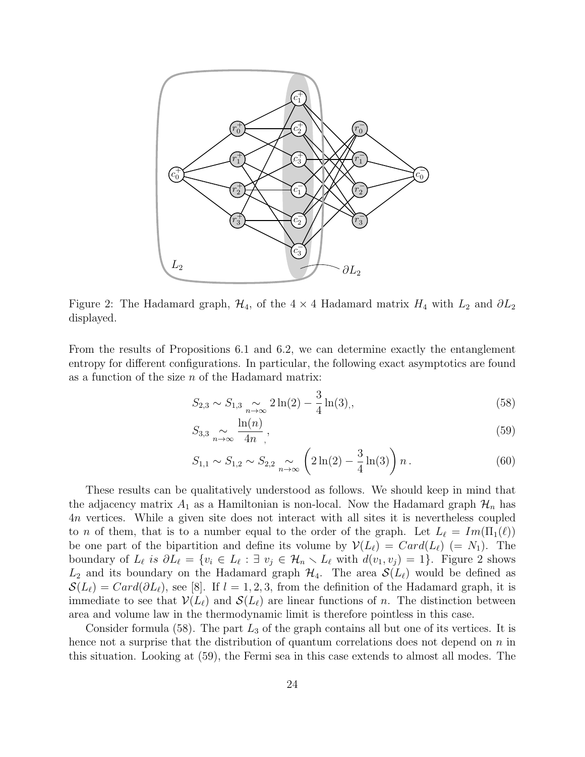Figure 2: The Hadamard graph, $\mathcal{H}_4$, of the $4 \times 4$ Hadamard matrix $H_4$ with $L_2$ and $\partial L_2$ displayed.

From the results of Propositions 6.1 and 6.2, we can determine exactly the entanglement entropy for different configurations. In particular, the following exact asymptotics are found as a function of the size $n$ of the Hadamard matrix:

$$S_{2,3} \sim S_{1,3} \underset{n\to\infty}{\sim} 2\ln(2) - \frac{3}{4}\ln(3),, \tag{58}$$

$$S_{3,3} \underset{n\to\infty}{\sim} \frac{\ln(n)}{4n}, \tag{59}$$

$$S_{1,1} \sim S_{1,2} \sim S_{2,2} \underset{n\to\infty}{\sim} \left(2\ln(2) - \frac{3}{4}\ln(3)\right) n\,. \tag{60}$$

These results can be qualitatively understood as follows. We should keep in mind that the adjacency matrix $A_1$ as a Hamiltonian is non-local. Now the Hadamard graph $\mathcal{H}_n$ has $4n$ vertices. While a given site does not interact with all sites it is nevertheless coupled to $n$ of them, that is to a number equal to the order of the graph. Let $L_\ell = Im(\Pi_1(\ell))$ be one part of the bipartition and define its volume by $\mathcal{V}(L_\ell) = Card(L_\ell)$ $(= N_1)$. The boundary of $L_\ell$ *is* $\partial L_\ell = \{v_i \in L_\ell : \exists\ v_j \in \mathcal{H}_n \setminus L_\ell \text{ with } d(v_1, v_j) = 1\}$. Figure 2 shows $L_2$ and its boundary on the Hadamard graph $\mathcal{H}_4$. The area $\mathcal{S}(L_\ell)$ would be defined as $\mathcal{S}(L_\ell) = Card(\partial L_\ell)$, see [8]. If $l = 1, 2, 3$, from the definition of the Hadamard graph, it is immediate to see that $\mathcal{V}(L_\ell)$ and $\mathcal{S}(L_\ell)$ are linear functions of $n$. The distinction between area and volume law in the thermodynamic limit is therefore pointless in this case.

Consider formula (58). The part $L_3$ of the graph contains all but one of its vertices. It is hence not a surprise that the distribution of quantum correlations does not depend on $n$ in this situation. Looking at (59), the Fermi sea in this case extends to almost all modes. The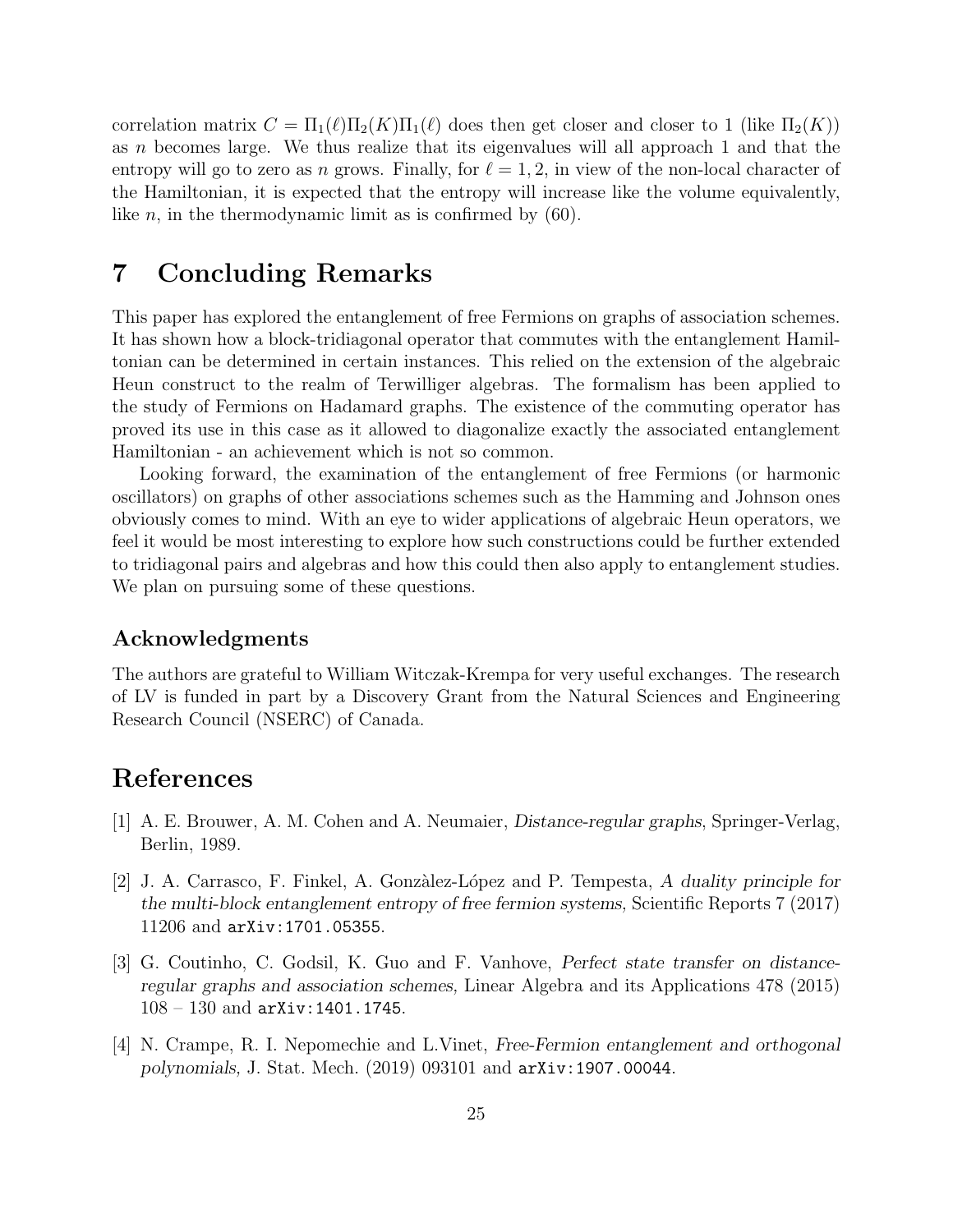correlation matrix $C = \Pi_1(\ell)\Pi_2(K)\Pi_1(\ell)$ does then get closer and closer to 1 (like $\Pi_2(K)$) as $n$ becomes large. We thus realize that its eigenvalues will all approach 1 and that the entropy will go to zero as $n$ grows. Finally, for $\ell = 1, 2$, in view of the non-local character of the Hamiltonian, it is expected that the entropy will increase like the volume equivalently, like $n$, in the thermodynamic limit as is confirmed by (60).

# 7 Concluding Remarks

This paper has explored the entanglement of free Fermions on graphs of association schemes. It has shown how a block-tridiagonal operator that commutes with the entanglement Hamiltonian can be determined in certain instances. This relied on the extension of the algebraic Heun construct to the realm of Terwilliger algebras. The formalism has been applied to the study of Fermions on Hadamard graphs. The existence of the commuting operator has proved its use in this case as it allowed to diagonalize exactly the associated entanglement Hamiltonian - an achievement which is not so common.

Looking forward, the examination of the entanglement of free Fermions (or harmonic oscillators) on graphs of other associations schemes such as the Hamming and Johnson ones obviously comes to mind. With an eye to wider applications of algebraic Heun operators, we feel it would be most interesting to explore how such constructions could be further extended to tridiagonal pairs and algebras and how this could then also apply to entanglement studies. We plan on pursuing some of these questions.

## Acknowledgments

The authors are grateful to William Witczak-Krempa for very useful exchanges. The research of LV is funded in part by a Discovery Grant from the Natural Sciences and Engineering Research Council (NSERC) of Canada.

# References

[1] A. E. Brouwer, A. M. Cohen and A. Neumaier, *Distance-regular graphs*, Springer-Verlag, Berlin, 1989.

[2] J. A. Carrasco, F. Finkel, A. Gonzàlez-López and P. Tempesta, *A duality principle for the multi-block entanglement entropy of free fermion systems,* Scientific Reports 7 (2017) 11206 and `arXiv:1701.05355`.

[3] G. Coutinho, C. Godsil, K. Guo and F. Vanhove, *Perfect state transfer on distance-regular graphs and association schemes*, Linear Algebra and its Applications 478 (2015) 108 – 130 and `arXiv:1401.1745`.

[4] N. Crampe, R. I. Nepomechie and L.Vinet, *Free-Fermion entanglement and orthogonal polynomials,* J. Stat. Mech. (2019) 093101 and `arXiv:1907.00044`.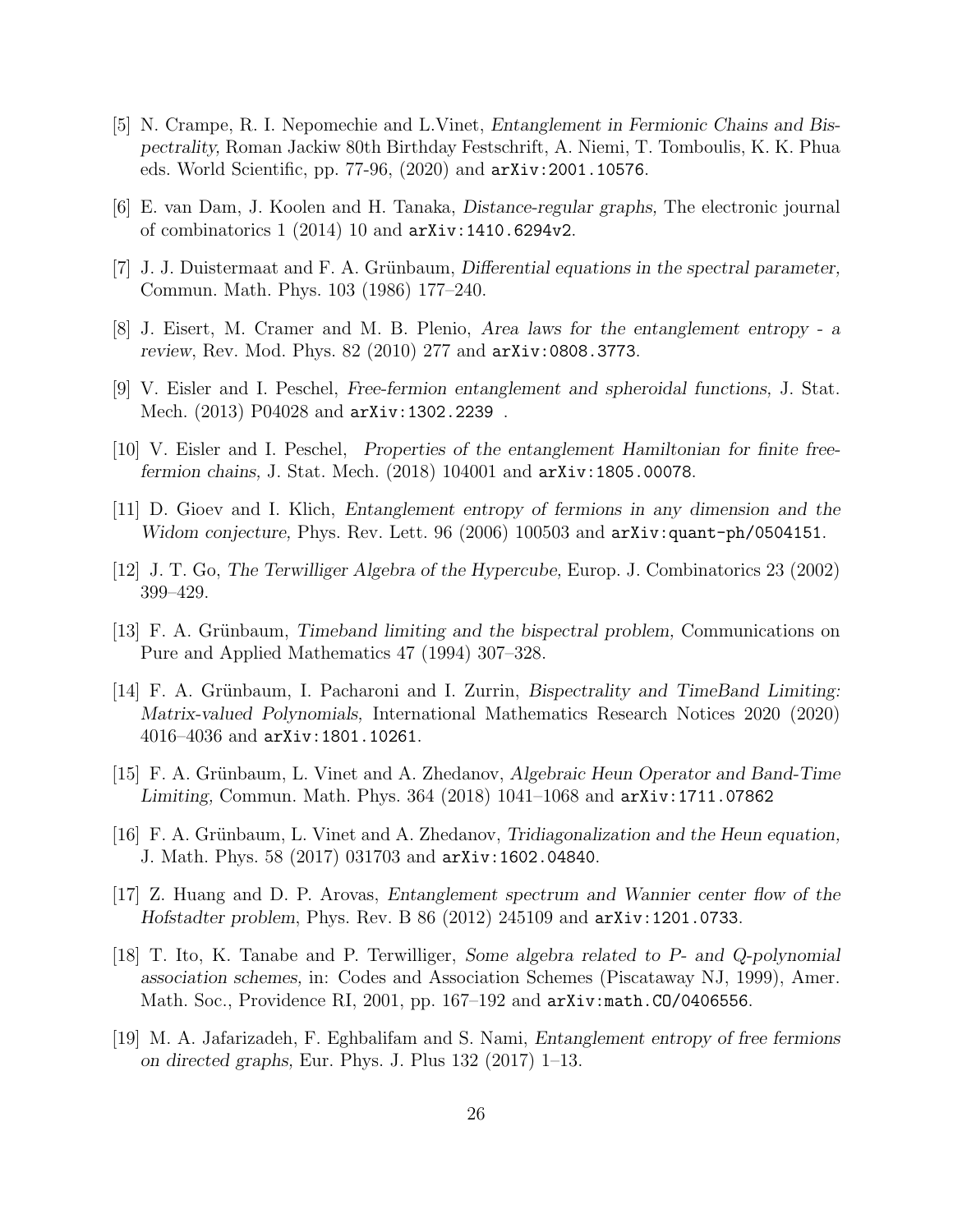[5] N. Crampe, R. I. Nepomechie and L.Vinet, *Entanglement in Fermionic Chains and Bispectrality*, Roman Jackiw 80th Birthday Festschrift, A. Niemi, T. Tomboulis, K. K. Phua eds. World Scientific, pp. 77-96, (2020) and `arXiv:2001.10576`.

[6] E. van Dam, J. Koolen and H. Tanaka, *Distance-regular graphs*, The electronic journal of combinatorics 1 (2014) 10 and `arXiv:1410.6294v2`.

[7] J. J. Duistermaat and F. A. Grünbaum, *Differential equations in the spectral parameter*, Commun. Math. Phys. 103 (1986) 177–240.

[8] J. Eisert, M. Cramer and M. B. Plenio, *Area laws for the entanglement entropy - a review*, Rev. Mod. Phys. 82 (2010) 277 and `arXiv:0808.3773`.

[9] V. Eisler and I. Peschel, *Free-fermion entanglement and spheroidal functions*, J. Stat. Mech. (2013) P04028 and `arXiv:1302.2239` .

[10] V. Eisler and I. Peschel, *Properties of the entanglement Hamiltonian for finite free-fermion chains*, J. Stat. Mech. (2018) 104001 and `arXiv:1805.00078`.

[11] D. Gioev and I. Klich, *Entanglement entropy of fermions in any dimension and the Widom conjecture*, Phys. Rev. Lett. 96 (2006) 100503 and `arXiv:quant-ph/0504151`.

[12] J. T. Go, *The Terwilliger Algebra of the Hypercube*, Europ. J. Combinatorics 23 (2002) 399–429.

[13] F. A. Grünbaum, *Timeband limiting and the bispectral problem*, Communications on Pure and Applied Mathematics 47 (1994) 307–328.

[14] F. A. Grünbaum, I. Pacharoni and I. Zurrin, *Bispectrality and TimeBand Limiting: Matrix-valued Polynomials*, International Mathematics Research Notices 2020 (2020) 4016–4036 and `arXiv:1801.10261`.

[15] F. A. Grünbaum, L. Vinet and A. Zhedanov, *Algebraic Heun Operator and Band-Time Limiting*, Commun. Math. Phys. 364 (2018) 1041–1068 and `arXiv:1711.07862`

[16] F. A. Grünbaum, L. Vinet and A. Zhedanov, *Tridiagonalization and the Heun equation*, J. Math. Phys. 58 (2017) 031703 and `arXiv:1602.04840`.

[17] Z. Huang and D. P. Arovas, *Entanglement spectrum and Wannier center flow of the Hofstadter problem*, Phys. Rev. B 86 (2012) 245109 and `arXiv:1201.0733`.

[18] T. Ito, K. Tanabe and P. Terwilliger, *Some algebra related to P- and Q-polynomial association schemes*, in: Codes and Association Schemes (Piscataway NJ, 1999), Amer. Math. Soc., Providence RI, 2001, pp. 167–192 and `arXiv:math.CO/0406556`.

[19] M. A. Jafarizadeh, F. Eghbalifam and S. Nami, *Entanglement entropy of free fermions on directed graphs*, Eur. Phys. J. Plus 132 (2017) 1–13.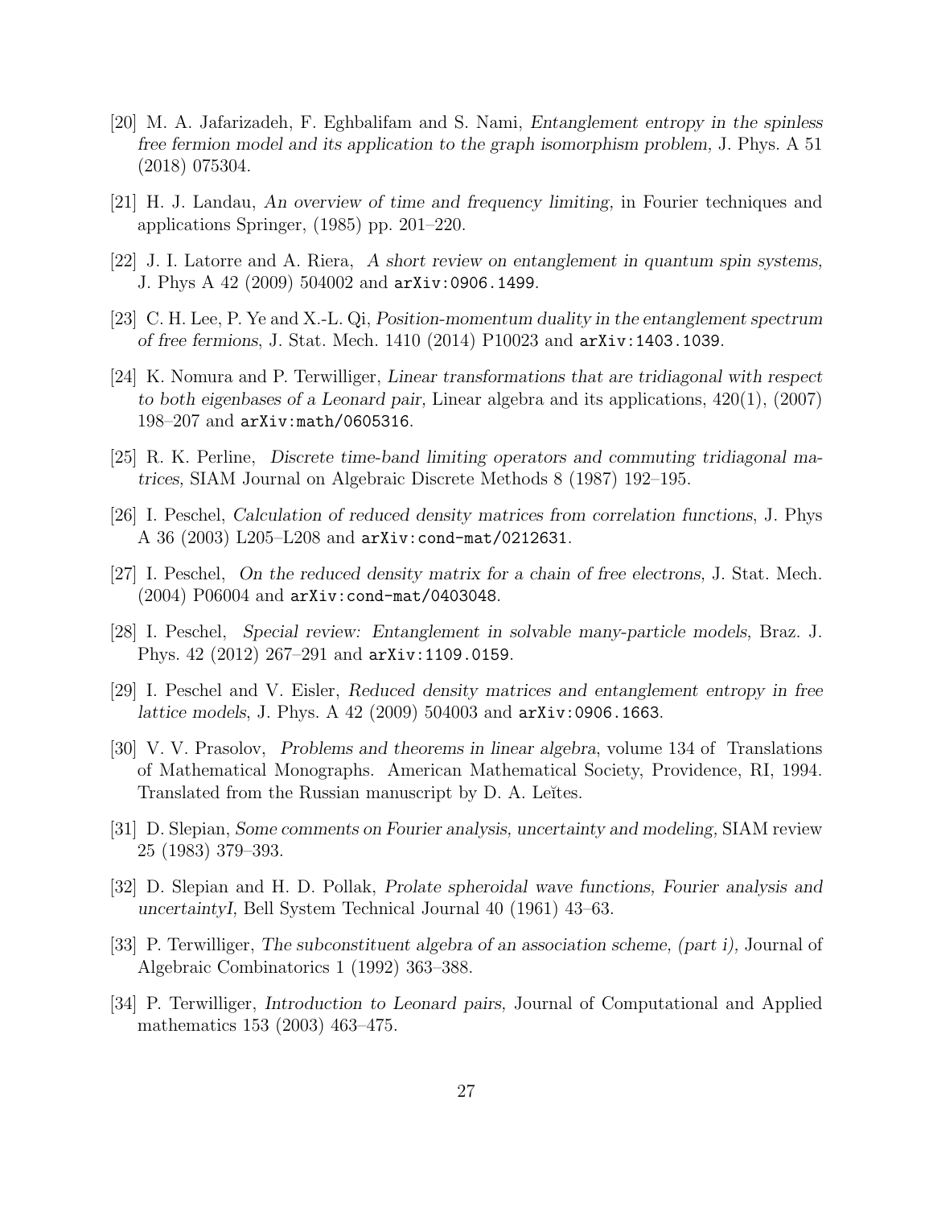[20] M. A. Jafarizadeh, F. Eghbalifam and S. Nami, *Entanglement entropy in the spinless free fermion model and its application to the graph isomorphism problem,* J. Phys. A 51 (2018) 075304.

[21] H. J. Landau, *An overview of time and frequency limiting,* in Fourier techniques and applications Springer, (1985) pp. 201–220.

[22] J. I. Latorre and A. Riera, *A short review on entanglement in quantum spin systems,* J. Phys A 42 (2009) 504002 and `arXiv:0906.1499`.

[23] C. H. Lee, P. Ye and X.-L. Qi, *Position-momentum duality in the entanglement spectrum of free fermions*, J. Stat. Mech. 1410 (2014) P10023 and `arXiv:1403.1039`.

[24] K. Nomura and P. Terwilliger, *Linear transformations that are tridiagonal with respect to both eigenbases of a Leonard pair,* Linear algebra and its applications, 420(1), (2007) 198–207 and `arXiv:math/0605316`.

[25] R. K. Perline, *Discrete time-band limiting operators and commuting tridiagonal matrices,* SIAM Journal on Algebraic Discrete Methods 8 (1987) 192–195.

[26] I. Peschel, *Calculation of reduced density matrices from correlation functions*, J. Phys A 36 (2003) L205–L208 and `arXiv:cond-mat/0212631`.

[27] I. Peschel, *On the reduced density matrix for a chain of free electrons,* J. Stat. Mech. (2004) P06004 and `arXiv:cond-mat/0403048`.

[28] I. Peschel, *Special review: Entanglement in solvable many-particle models,* Braz. J. Phys. 42 (2012) 267–291 and `arXiv:1109.0159`.

[29] I. Peschel and V. Eisler, *Reduced density matrices and entanglement entropy in free lattice models,* J. Phys. A 42 (2009) 504003 and `arXiv:0906.1663`.

[30] V. V. Prasolov, *Problems and theorems in linear algebra*, volume 134 of Translations of Mathematical Monographs. American Mathematical Society, Providence, RI, 1994. Translated from the Russian manuscript by D. A. Leĭtes.

[31] D. Slepian, *Some comments on Fourier analysis, uncertainty and modeling,* SIAM review 25 (1983) 379–393.

[32] D. Slepian and H. D. Pollak, *Prolate spheroidal wave functions, Fourier analysis and uncertaintyI,* Bell System Technical Journal 40 (1961) 43–63.

[33] P. Terwilliger, *The subconstituent algebra of an association scheme, (part i),* Journal of Algebraic Combinatorics 1 (1992) 363–388.

[34] P. Terwilliger, *Introduction to Leonard pairs,* Journal of Computational and Applied mathematics 153 (2003) 463–475.